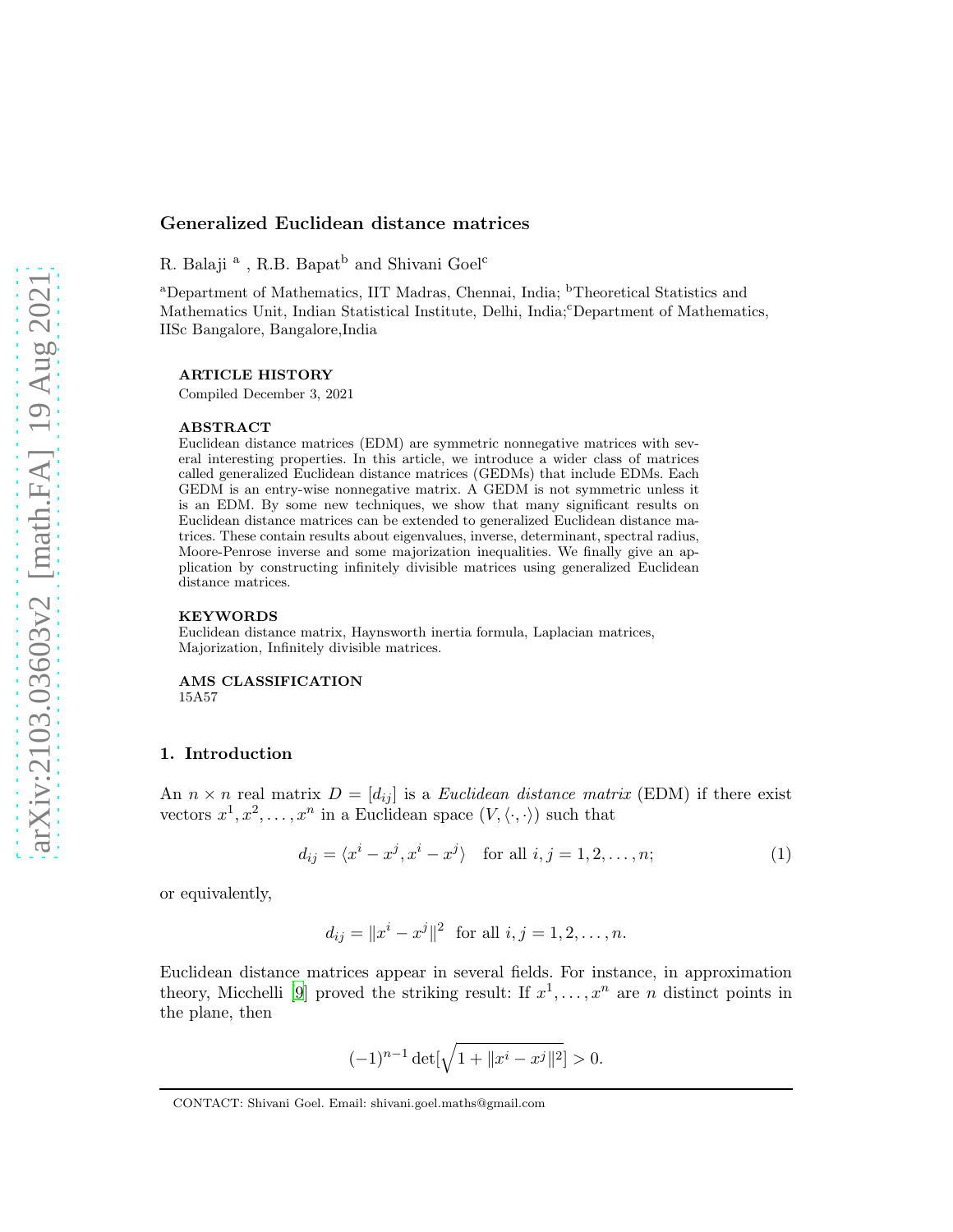# Generalized Euclidean distance matrices

R. Balaji [a] , R.B. Bapat[b] and Shivani Goel[c]

[a]Department of Mathematics, IIT Madras, Chennai, India; [b]Theoretical Statistics and Mathematics Unit, Indian Statistical Institute, Delhi, India;[c]Department of Mathematics, IISc Bangalore, Bangalore,India

**ARTICLE HISTORY**

Compiled December 3, 2021

**ABSTRACT**

Euclidean distance matrices (EDM) are symmetric nonnegative matrices with several interesting properties. In this article, we introduce a wider class of matrices called generalized Euclidean distance matrices (GEDMs) that include EDMs. Each GEDM is an entry-wise nonnegative matrix. A GEDM is not symmetric unless it is an EDM. By some new techniques, we show that many significant results on Euclidean distance matrices can be extended to generalized Euclidean distance matrices. These contain results about eigenvalues, inverse, determinant, spectral radius, Moore-Penrose inverse and some majorization inequalities. We finally give an application by constructing infinitely divisible matrices using generalized Euclidean distance matrices.

**KEYWORDS**

Euclidean distance matrix, Haynsworth inertia formula, Laplacian matrices, Majorization, Infinitely divisible matrices.

**AMS CLASSIFICATION**

15A57

## 1. Introduction

An $n \times n$ real matrix $D = [d_{ij}]$ is a *Euclidean distance matrix* (EDM) if there exist vectors $x^1, x^2, \dots, x^n$ in a Euclidean space $(V, \langle \cdot, \cdot \rangle)$ such that

$$d_{ij} = \langle x^i - x^j, x^i - x^j \rangle \quad \text{for all } i,j = 1,2,\dots,n; \tag{1}$$

or equivalently,

$$d_{ij} = \|x^i - x^j\|^2 \ \text{ for all } i,j = 1,2,\dots,n.$$

Euclidean distance matrices appear in several fields. For instance, in approximation theory, Micchelli [9] proved the striking result: If $x^1, \dots, x^n$ are $n$ distinct points in the plane, then

$$(-1)^{n-1} \det[\sqrt{1 + \|x^i - x^j\|^2}] > 0.$$

CONTACT: Shivani Goel. Email: shivani.goel.maths@gmail.com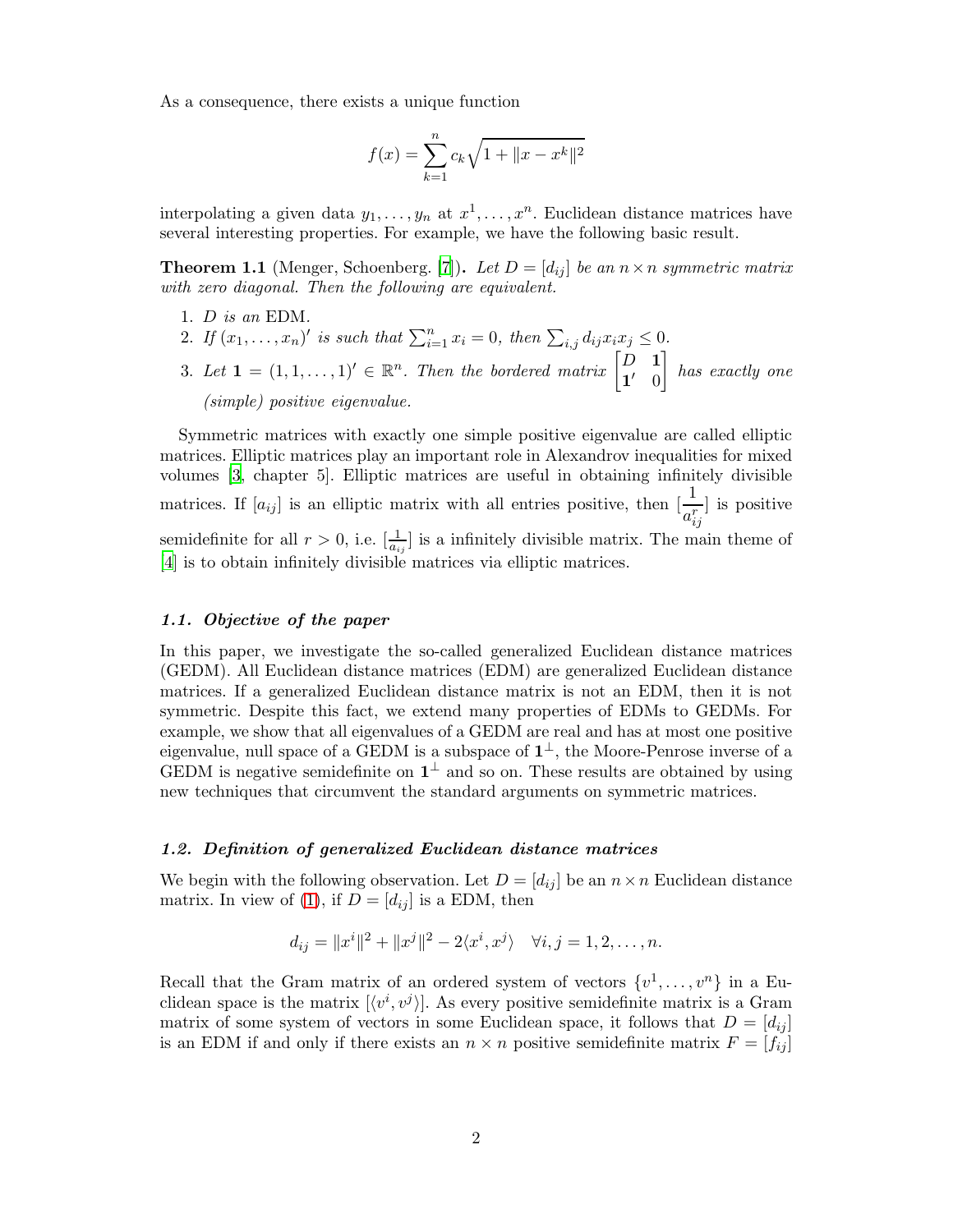As a consequence, there exists a unique function

$$f(x) = \sum_{k=1}^{n} c_k \sqrt{1 + \|x - x^k\|^2}$$

interpolating a given data $y_1, \ldots, y_n$ at $x^1, \ldots, x^n$. Euclidean distance matrices have several interesting properties. For example, we have the following basic result.

**Theorem 1.1** (Menger, Schoenberg. [7]). *Let $D = [d_{ij}]$ be an $n \times n$ symmetric matrix with zero diagonal. Then the following are equivalent.*

1. *$D$ is an* EDM.
2. *If $(x_1, \ldots, x_n)'$ is such that $\sum_{i=1}^{n} x_i = 0$, then $\sum_{i,j} d_{ij} x_i x_j \leq 0$.*
3. *Let $\mathbf{1} = (1, 1, \ldots, 1)' \in \mathbb{R}^n$. Then the bordered matrix $\begin{bmatrix} D & \mathbf{1} \\ \mathbf{1}' & 0 \end{bmatrix}$ has exactly one (simple) positive eigenvalue.*

Symmetric matrices with exactly one simple positive eigenvalue are called elliptic matrices. Elliptic matrices play an important role in Alexandrov inequalities for mixed volumes [3, chapter 5]. Elliptic matrices are useful in obtaining infinitely divisible matrices. If $[a_{ij}]$ is an elliptic matrix with all entries positive, then $[\frac{1}{a_{ij}^r}]$ is positive semidefinite for all $r > 0$, i.e. $[\frac{1}{a_{ij}}]$ is a infinitely divisible matrix. The main theme of [4] is to obtain infinitely divisible matrices via elliptic matrices.

### *1.1. Objective of the paper*

In this paper, we investigate the so-called generalized Euclidean distance matrices (GEDM). All Euclidean distance matrices (EDM) are generalized Euclidean distance matrices. If a generalized Euclidean distance matrix is not an EDM, then it is not symmetric. Despite this fact, we extend many properties of EDMs to GEDMs. For example, we show that all eigenvalues of a GEDM are real and has at most one positive eigenvalue, null space of a GEDM is a subspace of $\mathbf{1}^{\perp}$, the Moore-Penrose inverse of a GEDM is negative semidefinite on $\mathbf{1}^{\perp}$ and so on. These results are obtained by using new techniques that circumvent the standard arguments on symmetric matrices.

### *1.2. Definition of generalized Euclidean distance matrices*

We begin with the following observation. Let $D = [d_{ij}]$ be an $n \times n$ Euclidean distance matrix. In view of (1), if $D = [d_{ij}]$ is a EDM, then

$$d_{ij} = \|x^i\|^2 + \|x^j\|^2 - 2\langle x^i, x^j \rangle \quad \forall i, j = 1, 2, \ldots, n.$$

Recall that the Gram matrix of an ordered system of vectors $\{v^1, \ldots, v^n\}$ in a Euclidean space is the matrix $[\langle v^i, v^j \rangle]$. As every positive semidefinite matrix is a Gram matrix of some system of vectors in some Euclidean space, it follows that $D = [d_{ij}]$ is an EDM if and only if there exists an $n \times n$ positive semidefinite matrix $F = [f_{ij}]$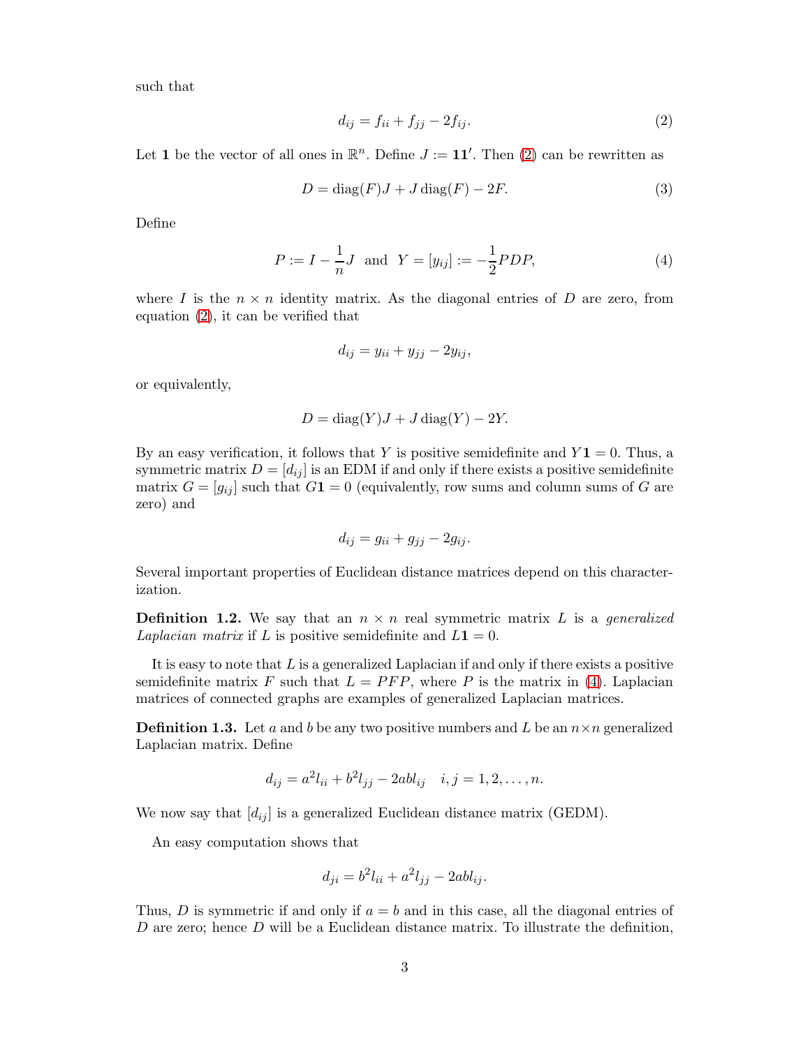such that

$$d_{ij} = f_{ii} + f_{jj} - 2f_{ij}. \tag{2}$$

Let $\mathbf{1}$ be the vector of all ones in $\mathbb{R}^n$. Define $J := \mathbf{1}\mathbf{1}'$. Then (2) can be rewritten as

$$D = \operatorname{diag}(F)J + J\operatorname{diag}(F) - 2F. \tag{3}$$

Define

$$P := I - \frac{1}{n}J \quad \text{and} \quad Y = [y_{ij}] := -\frac{1}{2}PDP, \tag{4}$$

where $I$ is the $n \times n$ identity matrix. As the diagonal entries of $D$ are zero, from equation (2), it can be verified that

$$d_{ij} = y_{ii} + y_{jj} - 2y_{ij},$$

or equivalently,

$$D = \operatorname{diag}(Y)J + J\operatorname{diag}(Y) - 2Y.$$

By an easy verification, it follows that $Y$ is positive semidefinite and $Y\mathbf{1} = 0$. Thus, a symmetric matrix $D = [d_{ij}]$ is an EDM if and only if there exists a positive semidefinite matrix $G = [g_{ij}]$ such that $G\mathbf{1} = 0$ (equivalently, row sums and column sums of $G$ are zero) and

$$d_{ij} = g_{ii} + g_{jj} - 2g_{ij}.$$

Several important properties of Euclidean distance matrices depend on this characterization.

**Definition 1.2.** We say that an $n \times n$ real symmetric matrix $L$ is a *generalized Laplacian matrix* if $L$ is positive semidefinite and $L\mathbf{1} = 0$.

It is easy to note that $L$ is a generalized Laplacian if and only if there exists a positive semidefinite matrix $F$ such that $L = PFP$, where $P$ is the matrix in (4). Laplacian matrices of connected graphs are examples of generalized Laplacian matrices.

**Definition 1.3.** Let $a$ and $b$ be any two positive numbers and $L$ be an $n \times n$ generalized Laplacian matrix. Define

$$d_{ij} = a^2 l_{ii} + b^2 l_{jj} - 2ab l_{ij} \quad i, j = 1, 2, \ldots, n.$$

We now say that $[d_{ij}]$ is a generalized Euclidean distance matrix (GEDM).

An easy computation shows that

$$d_{ji} = b^2 l_{ii} + a^2 l_{jj} - 2ab l_{ij}.$$

Thus, $D$ is symmetric if and only if $a = b$ and in this case, all the diagonal entries of $D$ are zero; hence $D$ will be a Euclidean distance matrix. To illustrate the definition,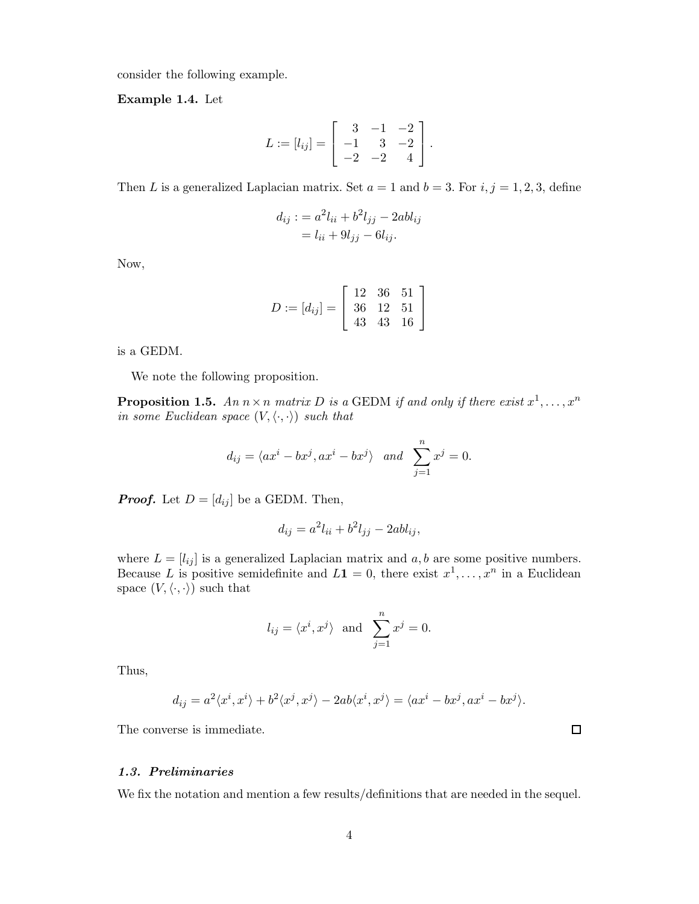consider the following example.

**Example 1.4.** Let

$$L := [l_{ij}] = \begin{bmatrix} 3 & -1 & -2 \\ -1 & 3 & -2 \\ -2 & -2 & 4 \end{bmatrix}.$$

Then $L$ is a generalized Laplacian matrix. Set $a = 1$ and $b = 3$. For $i, j = 1, 2, 3$, define

$$\begin{aligned} d_{ij} &:= a^2 l_{ii} + b^2 l_{jj} - 2ab l_{ij} \\ &= l_{ii} + 9 l_{jj} - 6 l_{ij}. \end{aligned}$$

Now,

$$D := [d_{ij}] = \begin{bmatrix} 12 & 36 & 51 \\ 36 & 12 & 51 \\ 43 & 43 & 16 \end{bmatrix}$$

is a GEDM.

We note the following proposition.

**Proposition 1.5.** *An $n \times n$ matrix $D$ is a* GEDM *if and only if there exist $x^1, \dots, x^n$ in some Euclidean space $(V, \langle \cdot, \cdot \rangle)$ such that*

$$d_{ij} = \langle ax^i - bx^j, ax^i - bx^j \rangle \quad \textit{and} \quad \sum_{j=1}^{n} x^j = 0.$$

***Proof.*** Let $D = [d_{ij}]$ be a GEDM. Then,

$$d_{ij} = a^2 l_{ii} + b^2 l_{jj} - 2ab l_{ij},$$

where $L = [l_{ij}]$ is a generalized Laplacian matrix and $a, b$ are some positive numbers. Because $L$ is positive semidefinite and $L\mathbf{1} = 0$, there exist $x^1, \dots, x^n$ in a Euclidean space $(V, \langle \cdot, \cdot \rangle)$ such that

$$l_{ij} = \langle x^i, x^j \rangle \quad \text{and} \quad \sum_{j=1}^{n} x^j = 0.$$

Thus,

$$d_{ij} = a^2 \langle x^i, x^i \rangle + b^2 \langle x^j, x^j \rangle - 2ab \langle x^i, x^j \rangle = \langle ax^i - bx^j, ax^i - bx^j \rangle.$$

The converse is immediate. $\square$

### *1.3. Preliminaries*

We fix the notation and mention a few results/definitions that are needed in the sequel.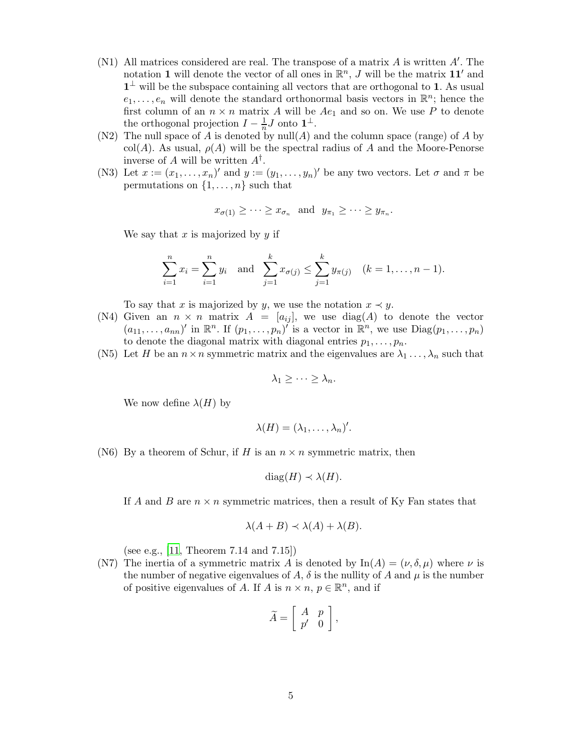- (N1) All matrices considered are real. The transpose of a matrix $A$ is written $A'$. The notation $\mathbf{1}$ will denote the vector of all ones in $\mathbb{R}^n$, $J$ will be the matrix $\mathbf{1}\mathbf{1}'$ and $\mathbf{1}^\perp$ will be the subspace containing all vectors that are orthogonal to $\mathbf{1}$. As usual $e_1, \ldots, e_n$ will denote the standard orthonormal basis vectors in $\mathbb{R}^n$; hence the first column of an $n \times n$ matrix $A$ will be $Ae_1$ and so on. We use $P$ to denote the orthogonal projection $I - \frac{1}{n}J$ onto $\mathbf{1}^\perp$.
- (N2) The null space of $A$ is denoted by null$(A)$ and the column space (range) of $A$ by col$(A)$. As usual, $\rho(A)$ will be the spectral radius of $A$ and the Moore-Penorse inverse of $A$ will be written $A^\dagger$.
- (N3) Let $x := (x_1, \ldots, x_n)'$ and $y := (y_1, \ldots, y_n)'$ be any two vectors. Let $\sigma$ and $\pi$ be permutations on $\{1, \ldots, n\}$ such that

$$x_{\sigma(1)} \geq \cdots \geq x_{\sigma_n} \quad \text{and} \quad y_{\pi_1} \geq \cdots \geq y_{\pi_n}.$$

We say that $x$ is majorized by $y$ if

$$\sum_{i=1}^{n} x_i = \sum_{i=1}^{n} y_i \quad \text{and} \quad \sum_{j=1}^{k} x_{\sigma(j)} \leq \sum_{j=1}^{k} y_{\pi(j)} \quad (k = 1, \ldots, n-1).$$

To say that $x$ is majorized by $y$, we use the notation $x \prec y$.
- (N4) Given an $n \times n$ matrix $A = [a_{ij}]$, we use diag$(A)$ to denote the vector $(a_{11}, \ldots, a_{nn})'$ in $\mathbb{R}^n$. If $(p_1, \ldots, p_n)'$ is a vector in $\mathbb{R}^n$, we use Diag$(p_1, \ldots, p_n)$ to denote the diagonal matrix with diagonal entries $p_1, \ldots, p_n$.
- (N5) Let $H$ be an $n \times n$ symmetric matrix and the eigenvalues are $\lambda_1 \ldots, \lambda_n$ such that

$$\lambda_1 \geq \cdots \geq \lambda_n.$$

We now define $\lambda(H)$ by

$$\lambda(H) = (\lambda_1, \ldots, \lambda_n)'.$$
- (N6) By a theorem of Schur, if $H$ is an $n \times n$ symmetric matrix, then

$$\text{diag}(H) \prec \lambda(H).$$

If $A$ and $B$ are $n \times n$ symmetric matrices, then a result of Ky Fan states that

$$\lambda(A + B) \prec \lambda(A) + \lambda(B).$$

(see e.g., [11, Theorem 7.14 and 7.15])
- (N7) The inertia of a symmetric matrix $A$ is denoted by In$(A) = (\nu, \delta, \mu)$ where $\nu$ is the number of negative eigenvalues of $A$, $\delta$ is the nullity of $A$ and $\mu$ is the number of positive eigenvalues of $A$. If $A$ is $n \times n$, $p \in \mathbb{R}^n$, and if

$$\widetilde{A} = \begin{bmatrix} A & p \\ p' & 0 \end{bmatrix},$$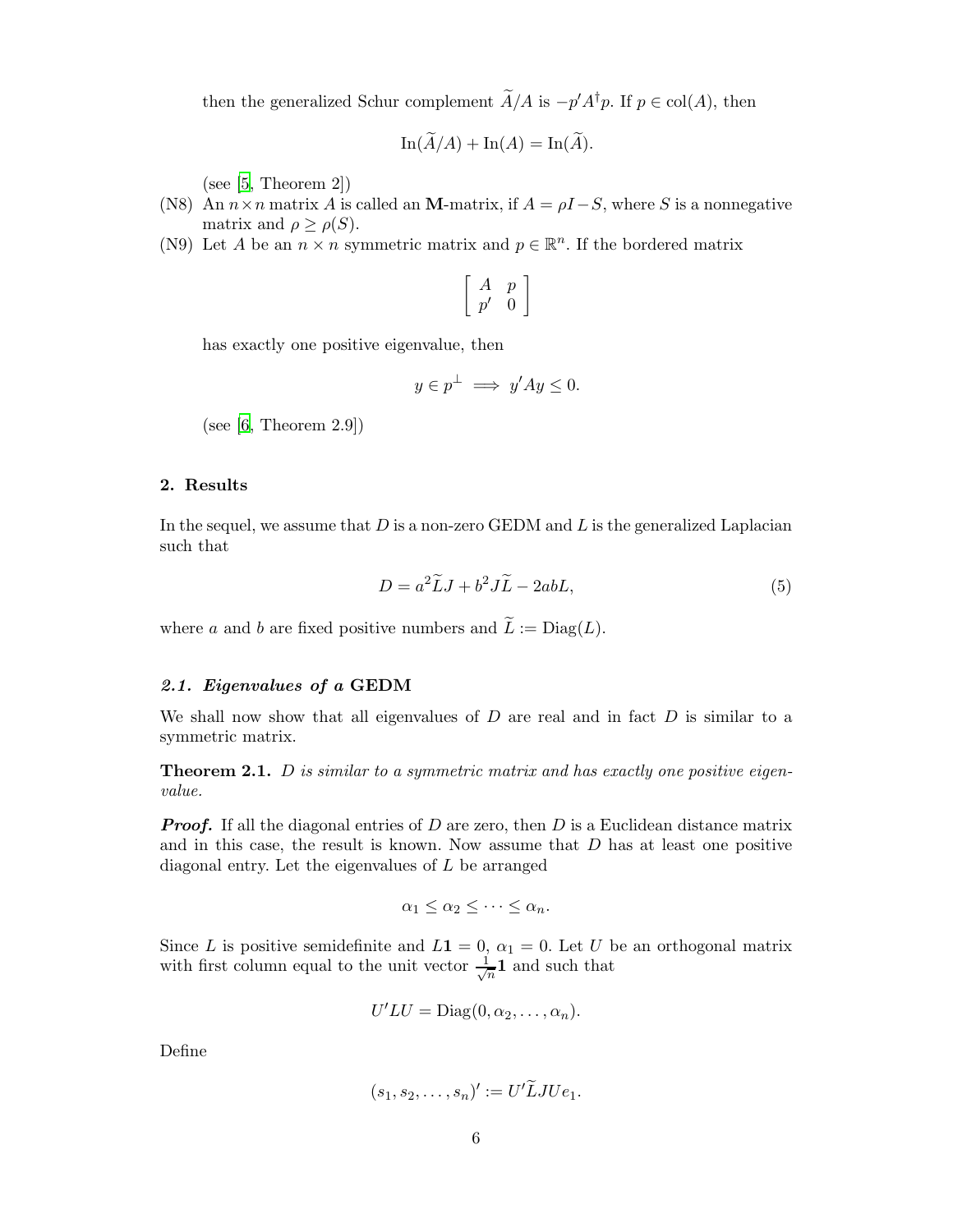then the generalized Schur complement $\widetilde{A}/A$ is $-p'A^{\dagger}p$. If $p \in \text{col}(A)$, then

$$\text{In}(\widetilde{A}/A) + \text{In}(A) = \text{In}(\widetilde{A}).$$

(see [5, Theorem 2])

(N8) An $n \times n$ matrix $A$ is called an **M**-matrix, if $A = \rho I - S$, where $S$ is a nonnegative matrix and $\rho \geq \rho(S)$.

(N9) Let $A$ be an $n \times n$ symmetric matrix and $p \in \mathbb{R}^n$. If the bordered matrix

$$\begin{bmatrix} A & p \\ p' & 0 \end{bmatrix}$$

has exactly one positive eigenvalue, then

$$y \in p^{\perp} \implies y'Ay \leq 0.$$

(see [6, Theorem 2.9])

## 2. Results

In the sequel, we assume that $D$ is a non-zero GEDM and $L$ is the generalized Laplacian such that

$$D = a^2 \widetilde{L}J + b^2 J\widetilde{L} - 2abL, \tag{5}$$

where $a$ and $b$ are fixed positive numbers and $\widetilde{L} := \text{Diag}(L)$.

### *2.1. Eigenvalues of a* GEDM

We shall now show that all eigenvalues of $D$ are real and in fact $D$ is similar to a symmetric matrix.

**Theorem 2.1.** *$D$ is similar to a symmetric matrix and has exactly one positive eigenvalue.*

***Proof.*** If all the diagonal entries of $D$ are zero, then $D$ is a Euclidean distance matrix and in this case, the result is known. Now assume that $D$ has at least one positive diagonal entry. Let the eigenvalues of $L$ be arranged

$$\alpha_1 \leq \alpha_2 \leq \cdots \leq \alpha_n.$$

Since $L$ is positive semidefinite and $L\mathbf{1} = 0$, $\alpha_1 = 0$. Let $U$ be an orthogonal matrix with first column equal to the unit vector $\frac{1}{\sqrt{n}}\mathbf{1}$ and such that

$$U'LU = \text{Diag}(0, \alpha_2, \ldots, \alpha_n).$$

Define

$$(s_1, s_2, \ldots, s_n)' := U'\widetilde{L}JUe_1.$$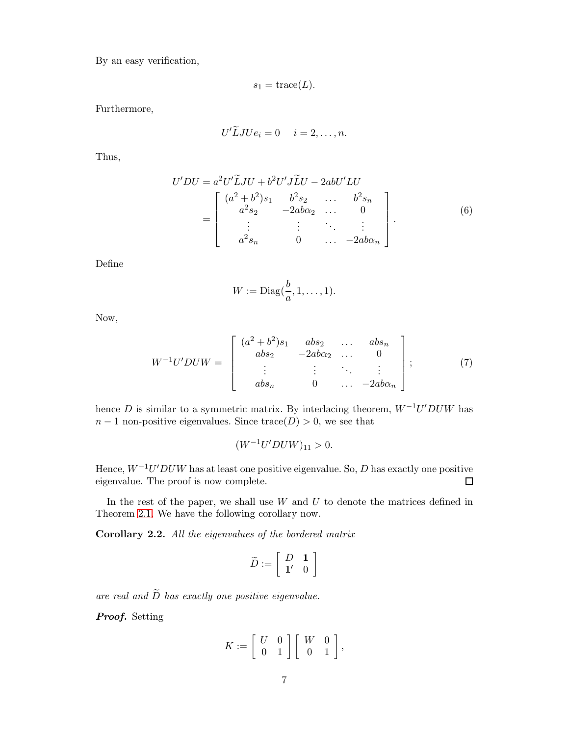By an easy verification,

$$s_1 = \text{trace}(L).$$

Furthermore,

$$U'\widetilde{L}JUe_i = 0 \quad i = 2, \dots, n.$$

Thus,

$$\begin{aligned} U'DU &= a^2 U'\widetilde{L}JU + b^2 U'J\widetilde{L}U - 2abU'LU \\ &= \begin{bmatrix} (a^2+b^2)s_1 & b^2 s_2 & \dots & b^2 s_n \\ a^2 s_2 & -2ab\alpha_2 & \dots & 0 \\ \vdots & \vdots & \ddots & \vdots \\ a^2 s_n & 0 & \dots & -2ab\alpha_n \end{bmatrix}. \end{aligned} \tag{6}$$

Define

$$W := \text{Diag}(\frac{b}{a}, 1, \dots, 1).$$

Now,

$$W^{-1}U'DUW = \begin{bmatrix} (a^2+b^2)s_1 & abs_2 & \dots & abs_n \\ abs_2 & -2ab\alpha_2 & \dots & 0 \\ \vdots & \vdots & \ddots & \vdots \\ abs_n & 0 & \dots & -2ab\alpha_n \end{bmatrix}; \tag{7}$$

hence $D$ is similar to a symmetric matrix. By interlacing theorem, $W^{-1}U'DUW$ has $n-1$ non-positive eigenvalues. Since $\text{trace}(D) > 0$, we see that

$$(W^{-1}U'DUW)_{11} > 0.$$

Hence, $W^{-1}U'DUW$ has at least one positive eigenvalue. So, $D$ has exactly one positive eigenvalue. The proof is now complete. $\square$

In the rest of the paper, we shall use $W$ and $U$ to denote the matrices defined in Theorem 2.1. We have the following corollary now.

**Corollary 2.2.** *All the eigenvalues of the bordered matrix*

$$\widetilde{D} := \begin{bmatrix} D & \mathbf{1} \\ \mathbf{1}' & 0 \end{bmatrix}$$

*are real and $\widetilde{D}$ has exactly one positive eigenvalue.*

***Proof.*** Setting

$$K := \begin{bmatrix} U & 0 \\ 0 & 1 \end{bmatrix} \begin{bmatrix} W & 0 \\ 0 & 1 \end{bmatrix},$$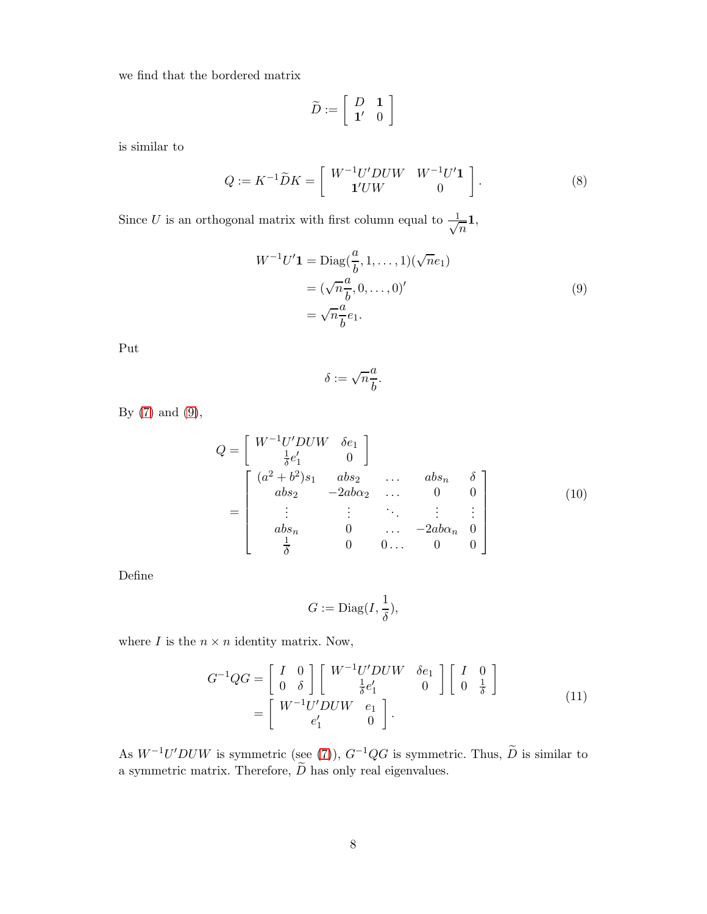we find that the bordered matrix

$$\widetilde{D} := \left[ \begin{array}{cc} D & \mathbf{1} \\ \mathbf{1}' & 0 \end{array} \right]$$

is similar to

$$Q := K^{-1}\widetilde{D}K = \left[ \begin{array}{cc} W^{-1}U'DUW & W^{-1}U'\mathbf{1} \\ \mathbf{1}'UW & 0 \end{array} \right]. \tag{8}$$

Since $U$ is an orthogonal matrix with first column equal to $\frac{1}{\sqrt{n}}\mathbf{1}$,

$$\begin{aligned} W^{-1}U'\mathbf{1} &= \mathrm{Diag}(\frac{a}{b}, 1, \ldots, 1)(\sqrt{n}e_1) \\ &= (\sqrt{n}\frac{a}{b}, 0, \ldots, 0)' \\ &= \sqrt{n}\frac{a}{b}e_1. \end{aligned} \tag{9}$$

Put

$$\delta := \sqrt{n}\frac{a}{b}.$$

By (7) and (9),

$$\begin{aligned} Q &= \left[ \begin{array}{cc} W^{-1}U'DUW & \delta e_1 \\ \frac{1}{\delta}e_1' & 0 \end{array} \right] \\ &= \left[ \begin{array}{cccccc} (a^2+b^2)s_1 & abs_2 & \ldots & abs_n & \delta \\ abs_2 & -2ab\alpha_2 & \ldots & 0 & 0 \\ \vdots & \vdots & \ddots & \vdots & \vdots \\ abs_n & 0 & \ldots & -2ab\alpha_n & 0 \\ \frac{1}{\delta} & 0 & 0\ldots & 0 & 0 \end{array} \right] \end{aligned} \tag{10}$$

Define

$$G := \mathrm{Diag}(I, \frac{1}{\delta}),$$

where $I$ is the $n \times n$ identity matrix. Now,

$$\begin{aligned} G^{-1}QG &= \left[ \begin{array}{cc} I & 0 \\ 0 & \delta \end{array} \right] \left[ \begin{array}{cc} W^{-1}U'DUW & \delta e_1 \\ \frac{1}{\delta}e_1' & 0 \end{array} \right] \left[ \begin{array}{cc} I & 0 \\ 0 & \frac{1}{\delta} \end{array} \right] \\ &= \left[ \begin{array}{cc} W^{-1}U'DUW & e_1 \\ e_1' & 0 \end{array} \right]. \end{aligned} \tag{11}$$

As $W^{-1}U'DUW$ is symmetric (see (7)), $G^{-1}QG$ is symmetric. Thus, $\widetilde{D}$ is similar to a symmetric matrix. Therefore, $\widetilde{D}$ has only real eigenvalues.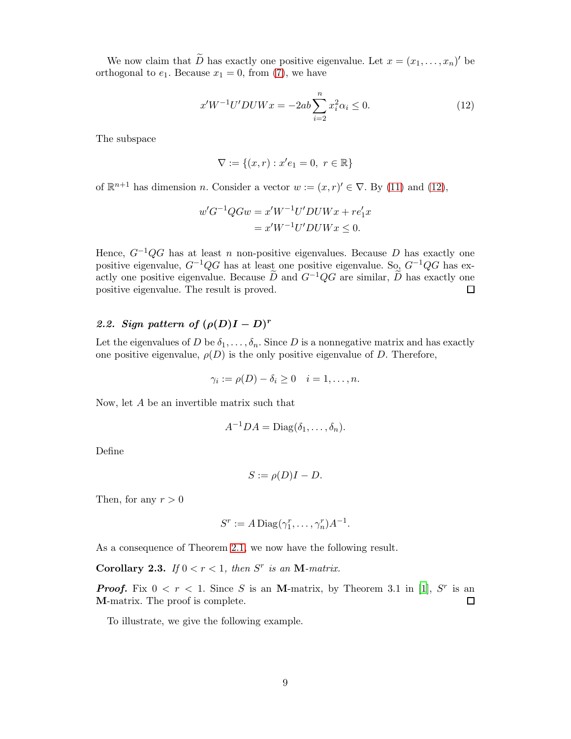We now claim that $\widetilde{D}$ has exactly one positive eigenvalue. Let $x = (x_1, \ldots, x_n)'$ be orthogonal to $e_1$. Because $x_1 = 0$, from (7), we have

$$x'W^{-1}U'DUWx = -2ab\sum_{i=2}^{n} x_i^2 \alpha_i \leq 0. \tag{12}$$

The subspace

$$\nabla := \{(x, r) : x'e_1 = 0, \ r \in \mathbb{R}\}$$

of $\mathbb{R}^{n+1}$ has dimension $n$. Consider a vector $w := (x, r)' \in \nabla$. By (11) and (12),

$$\begin{aligned} w'G^{-1}QGw &= x'W^{-1}U'DUWx + re_1'x \\ &= x'W^{-1}U'DUWx \leq 0. \end{aligned}$$

Hence, $G^{-1}QG$ has at least $n$ non-positive eigenvalues. Because $D$ has exactly one positive eigenvalue, $G^{-1}QG$ has at least one positive eigenvalue. So, $G^{-1}QG$ has exactly one positive eigenvalue. Because $\widetilde{D}$ and $G^{-1}QG$ are similar, $\widetilde{D}$ has exactly one positive eigenvalue. The result is proved. □

### 2.2. Sign pattern of $(\rho(D)I - D)^r$

Let the eigenvalues of $D$ be $\delta_1, \ldots, \delta_n$. Since $D$ is a nonnegative matrix and has exactly one positive eigenvalue, $\rho(D)$ is the only positive eigenvalue of $D$. Therefore,

$$\gamma_i := \rho(D) - \delta_i \geq 0 \quad i = 1, \ldots, n.$$

Now, let $A$ be an invertible matrix such that

$$A^{-1}DA = \mathrm{Diag}(\delta_1, \ldots, \delta_n).$$

Define

$$S := \rho(D)I - D.$$

Then, for any $r > 0$

$$S^r := A\,\mathrm{Diag}(\gamma_1^r, \ldots, \gamma_n^r)A^{-1}.$$

As a consequence of Theorem 2.1, we now have the following result.

**Corollary 2.3.** *If $0 < r < 1$, then $S^r$ is an* $\mathbf{M}$*-matrix.*

***Proof.*** Fix $0 < r < 1$. Since $S$ is an $\mathbf{M}$-matrix, by Theorem 3.1 in [1], $S^r$ is an $\mathbf{M}$-matrix. The proof is complete. □

To illustrate, we give the following example.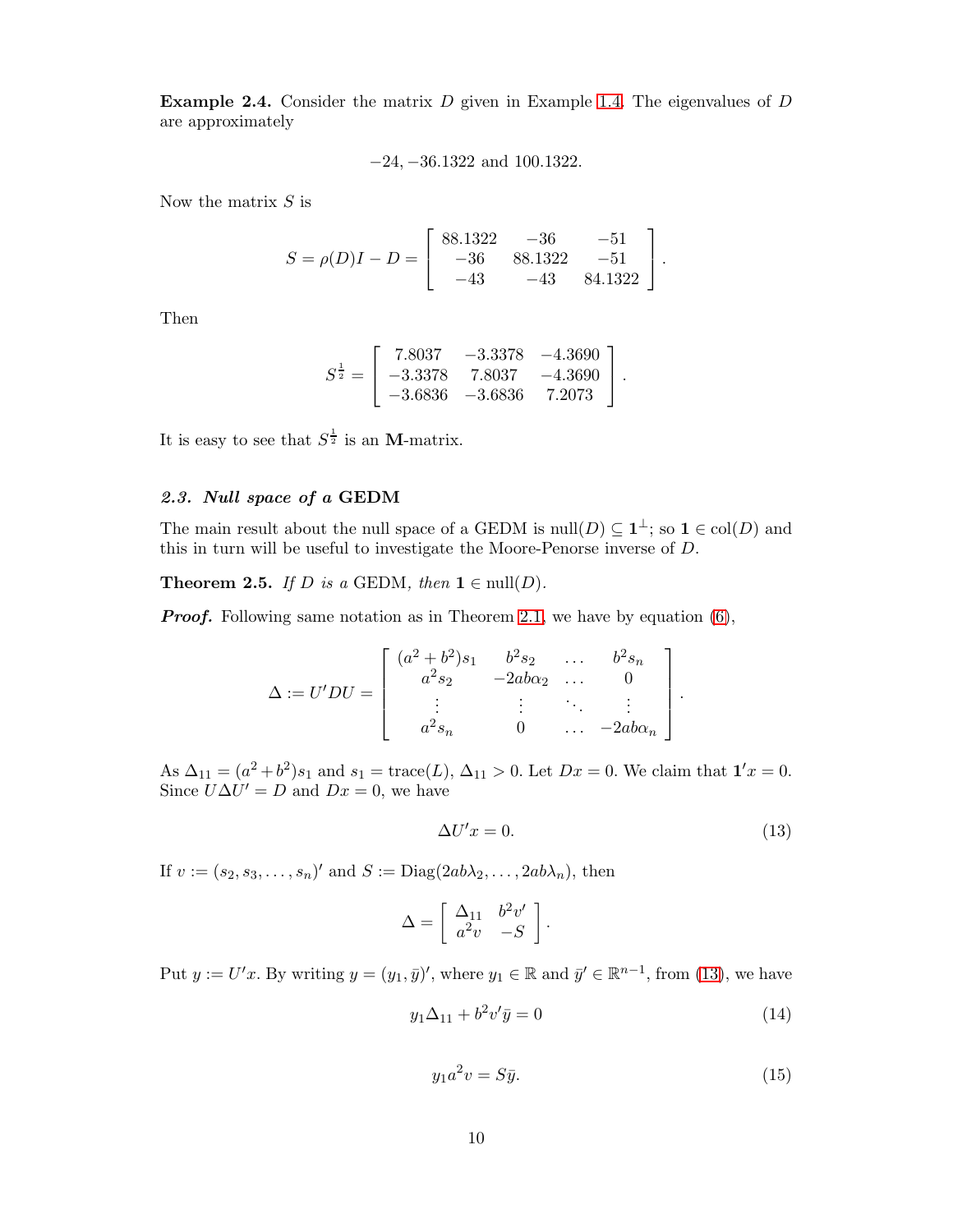**Example 2.4.** Consider the matrix $D$ given in Example 1.4. The eigenvalues of $D$ are approximately

$$-24, -36.1322 \text{ and } 100.1322.$$

Now the matrix $S$ is

$$S = \rho(D)I - D = \begin{bmatrix} 88.1322 & -36 & -51 \\ -36 & 88.1322 & -51 \\ -43 & -43 & 84.1322 \end{bmatrix}.$$

Then

$$S^{\frac{1}{2}} = \begin{bmatrix} 7.8037 & -3.3378 & -4.3690 \\ -3.3378 & 7.8037 & -4.3690 \\ -3.6836 & -3.6836 & 7.2073 \end{bmatrix}.$$

It is easy to see that $S^{\frac{1}{2}}$ is an **M**-matrix.

### *2.3. Null space of a* GEDM

The main result about the null space of a GEDM is $\text{null}(D) \subseteq \mathbf{1}^{\perp}$; so $\mathbf{1} \in \text{col}(D)$ and this in turn will be useful to investigate the Moore-Penorse inverse of $D$.

**Theorem 2.5.** *If $D$ is a* GEDM*, then $\mathbf{1} \in \text{null}(D)$.*

***Proof.*** Following same notation as in Theorem 2.1, we have by equation (6),

$$\Delta := U'DU = \begin{bmatrix} (a^2+b^2)s_1 & b^2 s_2 & \dots & b^2 s_n \\ a^2 s_2 & -2ab\alpha_2 & \dots & 0 \\ \vdots & \vdots & \ddots & \vdots \\ a^2 s_n & 0 & \dots & -2ab\alpha_n \end{bmatrix}.$$

As $\Delta_{11} = (a^2+b^2)s_1$ and $s_1 = \text{trace}(L)$, $\Delta_{11} > 0$. Let $Dx = 0$. We claim that $\mathbf{1}'x = 0$. Since $U\Delta U' = D$ and $Dx = 0$, we have

$$\Delta U'x = 0. \tag{13}$$

If $v := (s_2, s_3, \dots, s_n)'$ and $S := \text{Diag}(2ab\lambda_2, \dots, 2ab\lambda_n)$, then

$$\Delta = \begin{bmatrix} \Delta_{11} & b^2 v' \\ a^2 v & -S \end{bmatrix}.$$

Put $y := U'x$. By writing $y = (y_1, \bar{y})'$, where $y_1 \in \mathbb{R}$ and $\bar{y}' \in \mathbb{R}^{n-1}$, from (13), we have

$$y_1 \Delta_{11} + b^2 v' \bar{y} = 0 \tag{14}$$

$$y_1 a^2 v = S\bar{y}. \tag{15}$$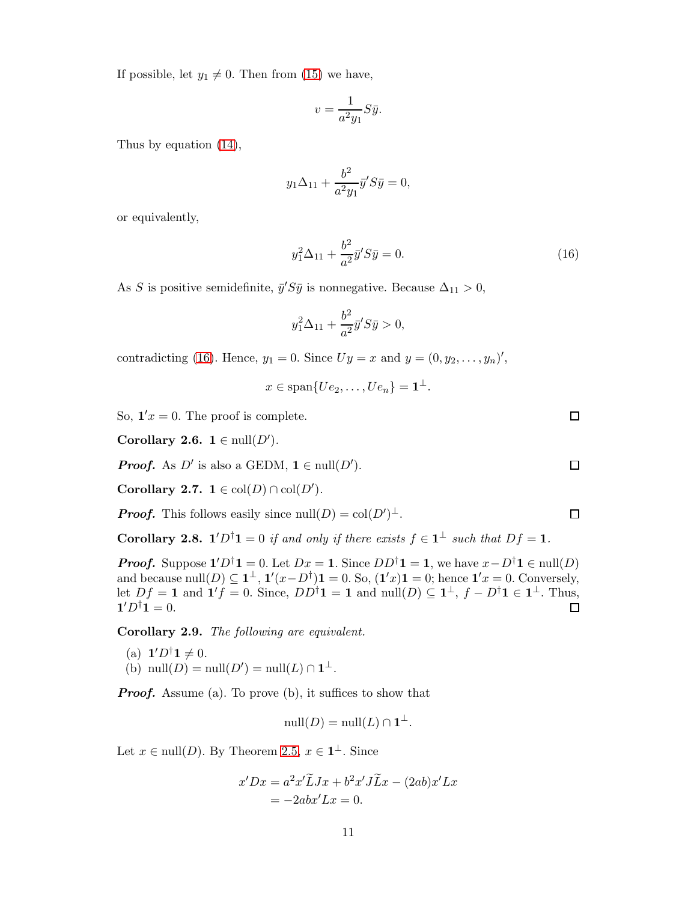If possible, let $y_1 \neq 0$. Then from (15) we have,

$$v = \frac{1}{a^2 y_1} S\bar{y}.$$

Thus by equation (14),

$$y_1 \Delta_{11} + \frac{b^2}{a^2 y_1} \bar{y}' S \bar{y} = 0,$$

or equivalently,

$$y_1^2 \Delta_{11} + \frac{b^2}{a^2} \bar{y}' S \bar{y} = 0. \tag{16}$$

As $S$ is positive semidefinite, $\bar{y}' S \bar{y}$ is nonnegative. Because $\Delta_{11} > 0$,

$$y_1^2 \Delta_{11} + \frac{b^2}{a^2} \bar{y}' S \bar{y} > 0,$$

contradicting (16). Hence, $y_1 = 0$. Since $Uy = x$ and $y = (0, y_2, \ldots, y_n)'$,

$$x \in \operatorname{span}\{Ue_2, \ldots, Ue_n\} = \mathbf{1}^{\perp}.$$

So, $\mathbf{1}' x = 0$. The proof is complete. □

**Corollary 2.6.** $\mathbf{1} \in \operatorname{null}(D')$.

***Proof.*** As $D'$ is also a GEDM, $\mathbf{1} \in \operatorname{null}(D')$. □

**Corollary 2.7.** $\mathbf{1} \in \operatorname{col}(D) \cap \operatorname{col}(D')$.

***Proof.*** This follows easily since $\operatorname{null}(D) = \operatorname{col}(D')^{\perp}$. □

**Corollary 2.8.** *$\mathbf{1}' D^{\dagger} \mathbf{1} = 0$ if and only if there exists $f \in \mathbf{1}^{\perp}$ such that $Df = \mathbf{1}$.*

***Proof.*** Suppose $\mathbf{1}' D^{\dagger} \mathbf{1} = 0$. Let $Dx = \mathbf{1}$. Since $DD^{\dagger}\mathbf{1} = \mathbf{1}$, we have $x - D^{\dagger}\mathbf{1} \in \operatorname{null}(D)$ and because $\operatorname{null}(D) \subseteq \mathbf{1}^{\perp}$, $\mathbf{1}'(x - D^{\dagger})\mathbf{1} = 0$. So, $(\mathbf{1}'x)\mathbf{1} = 0$; hence $\mathbf{1}'x = 0$. Conversely, let $Df = \mathbf{1}$ and $\mathbf{1}'f = 0$. Since, $DD^{\dagger}\mathbf{1} = \mathbf{1}$ and $\operatorname{null}(D) \subseteq \mathbf{1}^{\perp}$, $f - D^{\dagger}\mathbf{1} \in \mathbf{1}^{\perp}$. Thus, $\mathbf{1}' D^{\dagger} \mathbf{1} = 0$. □

**Corollary 2.9.** *The following are equivalent.*

(a) $\mathbf{1}' D^{\dagger} \mathbf{1} \neq 0$.
(b) $\operatorname{null}(D) = \operatorname{null}(D') = \operatorname{null}(L) \cap \mathbf{1}^{\perp}$.

***Proof.*** Assume (a). To prove (b), it suffices to show that

$$\operatorname{null}(D) = \operatorname{null}(L) \cap \mathbf{1}^{\perp}.$$

Let $x \in \operatorname{null}(D)$. By Theorem 2.5, $x \in \mathbf{1}^{\perp}$. Since

$$\begin{aligned} x'Dx &= a^2 x' \widetilde{L} J x + b^2 x' J \widetilde{L} x - (2ab) x' L x \\ &= -2ab x' L x = 0. \end{aligned}$$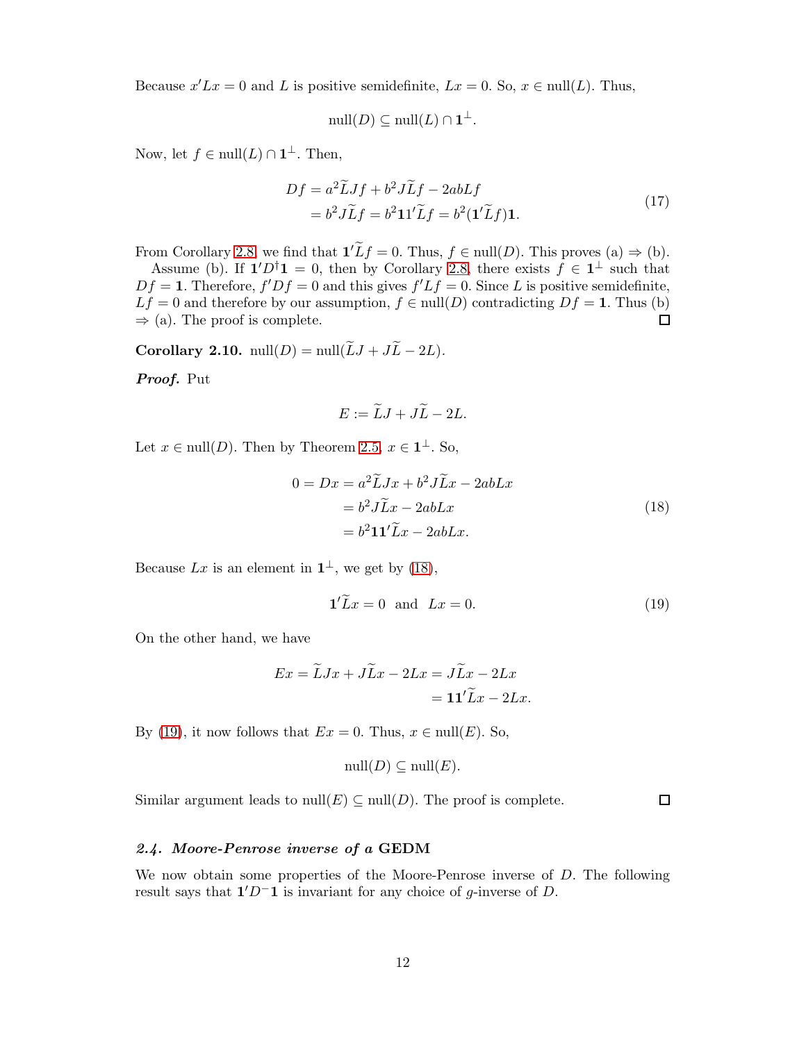Because $x'Lx = 0$ and $L$ is positive semidefinite, $Lx = 0$. So, $x \in \text{null}(L)$. Thus,

$$\text{null}(D) \subseteq \text{null}(L) \cap \mathbf{1}^{\perp}.$$

Now, let $f \in \text{null}(L) \cap \mathbf{1}^{\perp}$. Then,

$$\begin{aligned} Df &= a^2 \widetilde{L} J f + b^2 J \widetilde{L} f - 2ab L f \\ &= b^2 J \widetilde{L} f = b^2 \mathbf{1}\mathbf{1}' \widetilde{L} f = b^2 (\mathbf{1}' \widetilde{L} f)\mathbf{1}. \end{aligned} \tag{17}$$

From Corollary 2.8, we find that $\mathbf{1}'\widetilde{L}f = 0$. Thus, $f \in \text{null}(D)$. This proves (a) $\Rightarrow$ (b).

Assume (b). If $\mathbf{1}'D^{\dagger}\mathbf{1} = 0$, then by Corollary 2.8, there exists $f \in \mathbf{1}^{\perp}$ such that $Df = \mathbf{1}$. Therefore, $f'Df = 0$ and this gives $f'Lf = 0$. Since $L$ is positive semidefinite, $Lf = 0$ and therefore by our assumption, $f \in \text{null}(D)$ contradicting $Df = \mathbf{1}$. Thus (b) $\Rightarrow$ (a). The proof is complete. □

**Corollary 2.10.** $\text{null}(D) = \text{null}(\widetilde{L}J + J\widetilde{L} - 2L)$.

***Proof.*** Put

$$E := \widetilde{L}J + J\widetilde{L} - 2L.$$

Let $x \in \text{null}(D)$. Then by Theorem 2.5, $x \in \mathbf{1}^{\perp}$. So,

$$\begin{aligned} 0 = Dx &= a^2 \widetilde{L} J x + b^2 J \widetilde{L} x - 2ab L x \\ &= b^2 J \widetilde{L} x - 2ab L x \\ &= b^2 \mathbf{1}\mathbf{1}' \widetilde{L} x - 2ab L x. \end{aligned} \tag{18}$$

Because $Lx$ is an element in $\mathbf{1}^{\perp}$, we get by (18),

$$\mathbf{1}'\widetilde{L}x = 0 \ \text{ and } \ Lx = 0. \tag{19}$$

On the other hand, we have

$$\begin{aligned} Ex = \widetilde{L}Jx + J\widetilde{L}x - 2Lx &= J\widetilde{L}x - 2Lx \\ &= \mathbf{1}\mathbf{1}'\widetilde{L}x - 2Lx. \end{aligned}$$

By (19), it now follows that $Ex = 0$. Thus, $x \in \text{null}(E)$. So,

$$\text{null}(D) \subseteq \text{null}(E).$$

Similar argument leads to $\text{null}(E) \subseteq \text{null}(D)$. The proof is complete. □

### *2.4. Moore-Penrose inverse of a* GEDM

We now obtain some properties of the Moore-Penrose inverse of $D$. The following result says that $\mathbf{1}'D^{-}\mathbf{1}$ is invariant for any choice of $g$-inverse of $D$.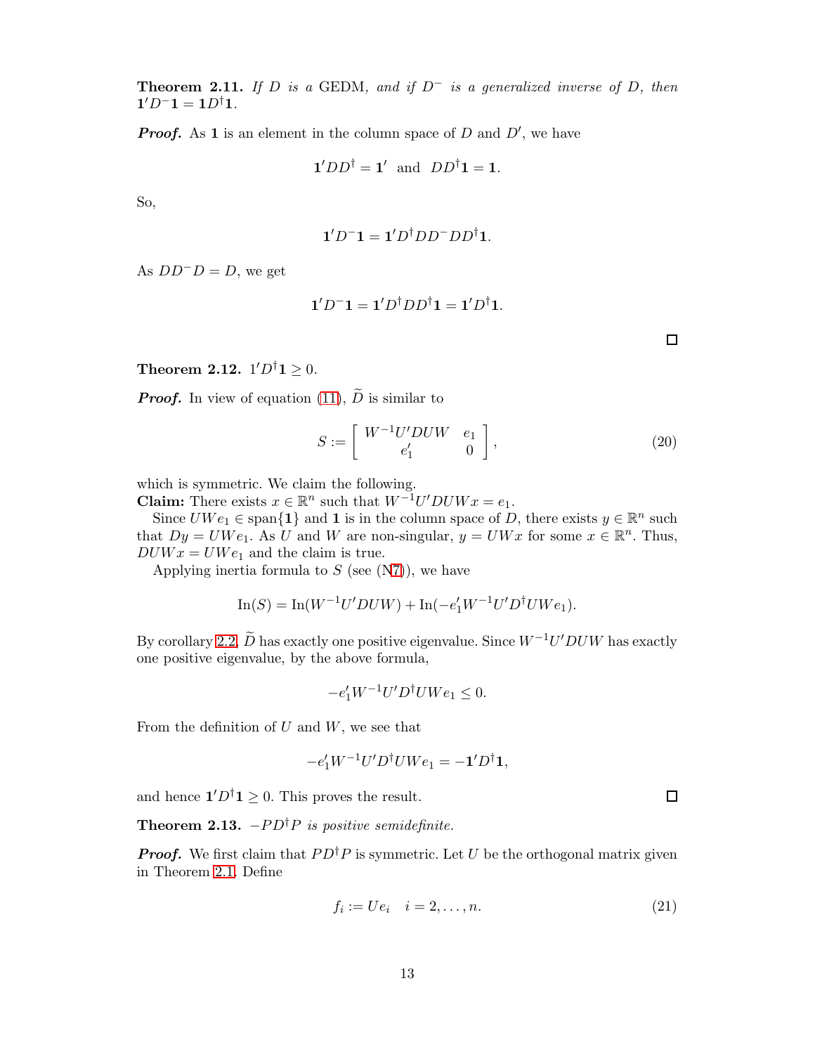**Theorem 2.11.** *If $D$ is a* GEDM*, and if $D^-$ is a generalized inverse of $D$, then* $\mathbf{1}'D^-\mathbf{1} = \mathbf{1}D^\dagger\mathbf{1}$.

***Proof.*** As $\mathbf{1}$ is an element in the column space of $D$ and $D'$, we have

$$\mathbf{1}'DD^\dagger = \mathbf{1}' \text{ and } DD^\dagger\mathbf{1} = \mathbf{1}.$$

So,

$$\mathbf{1}'D^-\mathbf{1} = \mathbf{1}'D^\dagger DD^- DD^\dagger\mathbf{1}.$$

As $DD^-D = D$, we get

$$\mathbf{1}'D^-\mathbf{1} = \mathbf{1}'D^\dagger DD^\dagger\mathbf{1} = \mathbf{1}'D^\dagger\mathbf{1}.$$

□

**Theorem 2.12.** $\mathbf{1}'D^\dagger\mathbf{1} \geq 0$.

***Proof.*** In view of equation (11), $\widetilde{D}$ is similar to

$$S := \begin{bmatrix} W^{-1}U'DUW & e_1 \\ e_1' & 0 \end{bmatrix}, \tag{20}$$

which is symmetric. We claim the following.
**Claim:** There exists $x \in \mathbb{R}^n$ such that $W^{-1}U'DUWx = e_1$.

Since $UWe_1 \in \text{span}\{\mathbf{1}\}$ and $\mathbf{1}$ is in the column space of $D$, there exists $y \in \mathbb{R}^n$ such that $Dy = UWe_1$. As $U$ and $W$ are non-singular, $y = UWx$ for some $x \in \mathbb{R}^n$. Thus, $DUWx = UWe_1$ and the claim is true.

Applying inertia formula to $S$ (see (N7)), we have

$$\text{In}(S) = \text{In}(W^{-1}U'DUW) + \text{In}(-e_1'W^{-1}U'D^\dagger UWe_1).$$

By corollary 2.2, $\widetilde{D}$ has exactly one positive eigenvalue. Since $W^{-1}U'DUW$ has exactly one positive eigenvalue, by the above formula,

$$-e_1'W^{-1}U'D^\dagger UWe_1 \leq 0.$$

From the definition of $U$ and $W$, we see that

$$-e_1'W^{-1}U'D^\dagger UWe_1 = -\mathbf{1}'D^\dagger\mathbf{1},$$

and hence $\mathbf{1}'D^\dagger\mathbf{1} \geq 0$. This proves the result. □

**Theorem 2.13.** *$-PD^\dagger P$ is positive semidefinite.*

***Proof.*** We first claim that $PD^\dagger P$ is symmetric. Let $U$ be the orthogonal matrix given in Theorem 2.1. Define

$$f_i := Ue_i \quad i = 2, \ldots, n. \tag{21}$$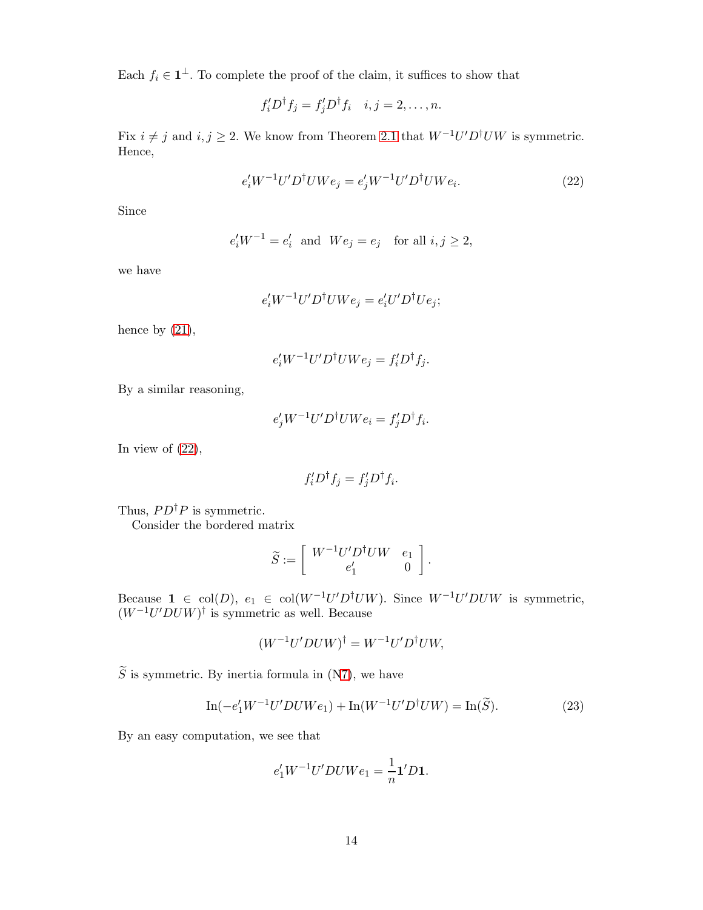Each $f_i \in \mathbf{1}^{\perp}$. To complete the proof of the claim, it suffices to show that

$$f_i' D^{\dagger} f_j = f_j' D^{\dagger} f_i \quad i, j = 2, \dots, n.$$

Fix $i \neq j$ and $i, j \geq 2$. We know from Theorem 2.1 that $W^{-1} U' D^{\dagger} U W$ is symmetric. Hence,

$$e_i' W^{-1} U' D^{\dagger} U W e_j = e_j' W^{-1} U' D^{\dagger} U W e_i. \tag{22}$$

Since

$$e_i' W^{-1} = e_i' \text{ and } W e_j = e_j \quad \text{for all } i, j \geq 2,$$

we have

$$e_i' W^{-1} U' D^{\dagger} U W e_j = e_i' U' D^{\dagger} U e_j;$$

hence by (21),

$$e_i' W^{-1} U' D^{\dagger} U W e_j = f_i' D^{\dagger} f_j.$$

By a similar reasoning,

$$e_j' W^{-1} U' D^{\dagger} U W e_i = f_j' D^{\dagger} f_i.$$

In view of (22),

$$f_i' D^{\dagger} f_j = f_j' D^{\dagger} f_i.$$

Thus, $P D^{\dagger} P$ is symmetric.

Consider the bordered matrix

$$\widetilde{S} := \begin{bmatrix} W^{-1} U' D^{\dagger} U W & e_1 \\ e_1' & 0 \end{bmatrix}.$$

Because $\mathbf{1} \in \mathrm{col}(D)$, $e_1 \in \mathrm{col}(W^{-1} U' D^{\dagger} U W)$. Since $W^{-1} U' D U W$ is symmetric, $(W^{-1} U' D U W)^{\dagger}$ is symmetric as well. Because

$$(W^{-1} U' D U W)^{\dagger} = W^{-1} U' D^{\dagger} U W,$$

$\widetilde{S}$ is symmetric. By inertia formula in (N7), we have

$$\mathrm{In}(-e_1' W^{-1} U' D U W e_1) + \mathrm{In}(W^{-1} U' D^{\dagger} U W) = \mathrm{In}(\widetilde{S}). \tag{23}$$

By an easy computation, we see that

$$e_1' W^{-1} U' D U W e_1 = \frac{1}{n} \mathbf{1}' D \mathbf{1}.$$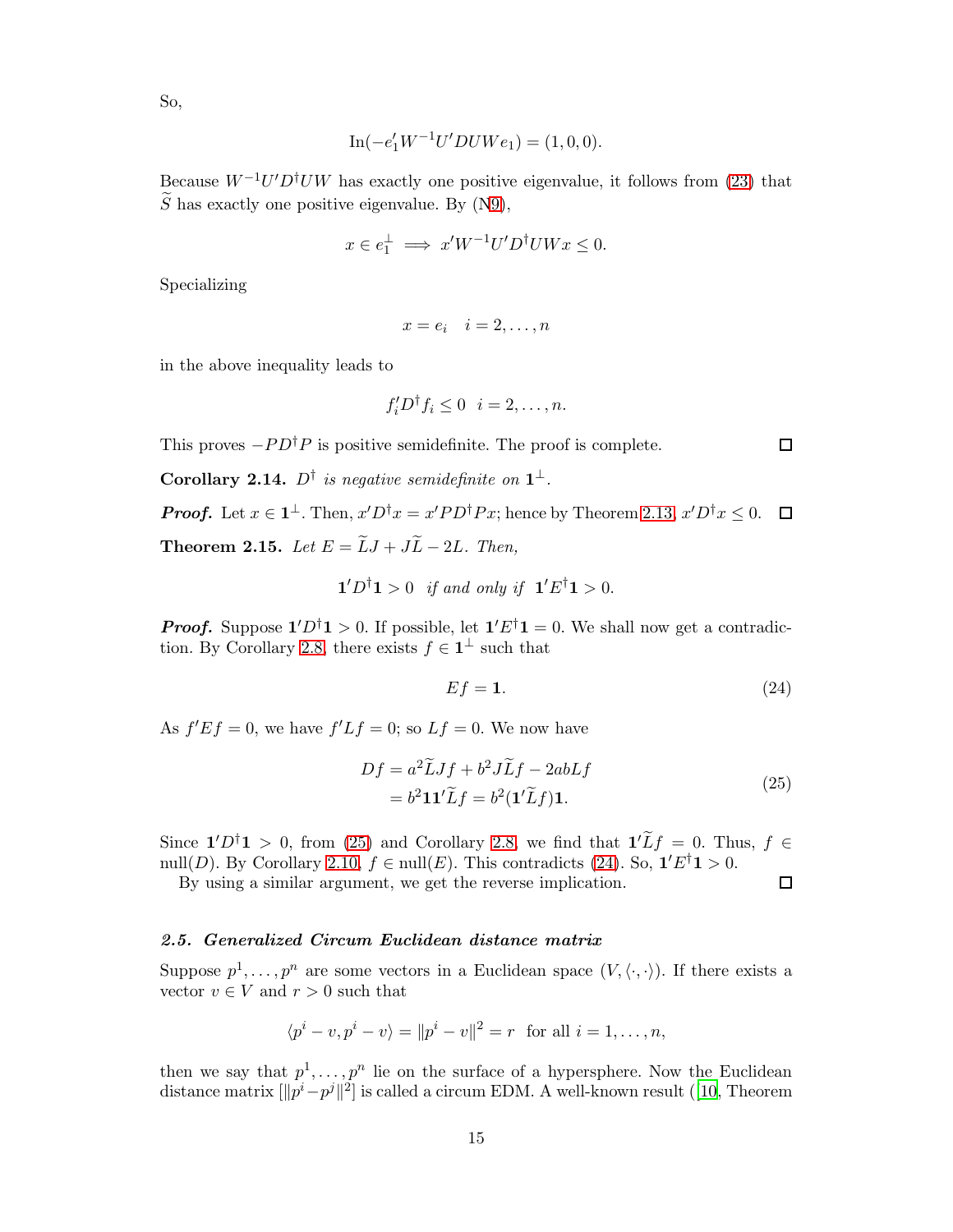So,

$$\mathrm{In}(-e_1' W^{-1} U' D U W e_1) = (1, 0, 0).$$

Because $W^{-1}U'D^{\dagger}UW$ has exactly one positive eigenvalue, it follows from (23) that $\widetilde{S}$ has exactly one positive eigenvalue. By (N9),

$$x \in e_1^{\perp} \implies x' W^{-1} U' D^{\dagger} U W x \leq 0.$$

Specializing

$$x = e_i \quad i = 2, \ldots, n$$

in the above inequality leads to

$$f_i' D^{\dagger} f_i \leq 0 \quad i = 2, \ldots, n.$$

This proves $-PD^{\dagger}P$ is positive semidefinite. The proof is complete. □

**Corollary 2.14.** *$D^{\dagger}$ is negative semidefinite on $\mathbf{1}^{\perp}$.*

***Proof.*** Let $x \in \mathbf{1}^{\perp}$. Then, $x'D^{\dagger}x = x'PD^{\dagger}Px$; hence by Theorem 2.13, $x'D^{\dagger}x \leq 0$. □

**Theorem 2.15.** *Let $E = \widetilde{L}J + J\widetilde{L} - 2L$. Then,*

$$\mathbf{1}'D^{\dagger}\mathbf{1} > 0 \quad \textit{if and only if} \quad \mathbf{1}'E^{\dagger}\mathbf{1} > 0.$$

***Proof.*** Suppose $\mathbf{1}'D^{\dagger}\mathbf{1} > 0$. If possible, let $\mathbf{1}'E^{\dagger}\mathbf{1} = 0$. We shall now get a contradiction. By Corollary 2.8, there exists $f \in \mathbf{1}^{\perp}$ such that

$$Ef = \mathbf{1}. \tag{24}$$

As $f'Ef = 0$, we have $f'Lf = 0$; so $Lf = 0$. We now have

$$\begin{aligned} Df &= a^2 \widetilde{L}Jf + b^2 J\widetilde{L}f - 2abLf \\ &= b^2 \mathbf{1}\mathbf{1}'\widetilde{L}f = b^2(\mathbf{1}'\widetilde{L}f)\mathbf{1}. \end{aligned} \tag{25}$$

Since $\mathbf{1}'D^{\dagger}\mathbf{1} > 0$, from (25) and Corollary 2.8, we find that $\mathbf{1}'\widetilde{L}f = 0$. Thus, $f \in \mathrm{null}(D)$. By Corollary 2.10, $f \in \mathrm{null}(E)$. This contradicts (24). So, $\mathbf{1}'E^{\dagger}\mathbf{1} > 0$.

By using a similar argument, we get the reverse implication. □

### *2.5. Generalized Circum Euclidean distance matrix*

Suppose $p^1, \ldots, p^n$ are some vectors in a Euclidean space $(V, \langle \cdot, \cdot \rangle)$. If there exists a vector $v \in V$ and $r > 0$ such that

$$\langle p^i - v, p^i - v \rangle = \|p^i - v\|^2 = r \quad \text{for all } i = 1, \ldots, n,$$

then we say that $p^1, \ldots, p^n$ lie on the surface of a hypersphere. Now the Euclidean distance matrix $[\|p^i - p^j\|^2]$ is called a circum EDM. A well-known result ([10], Theorem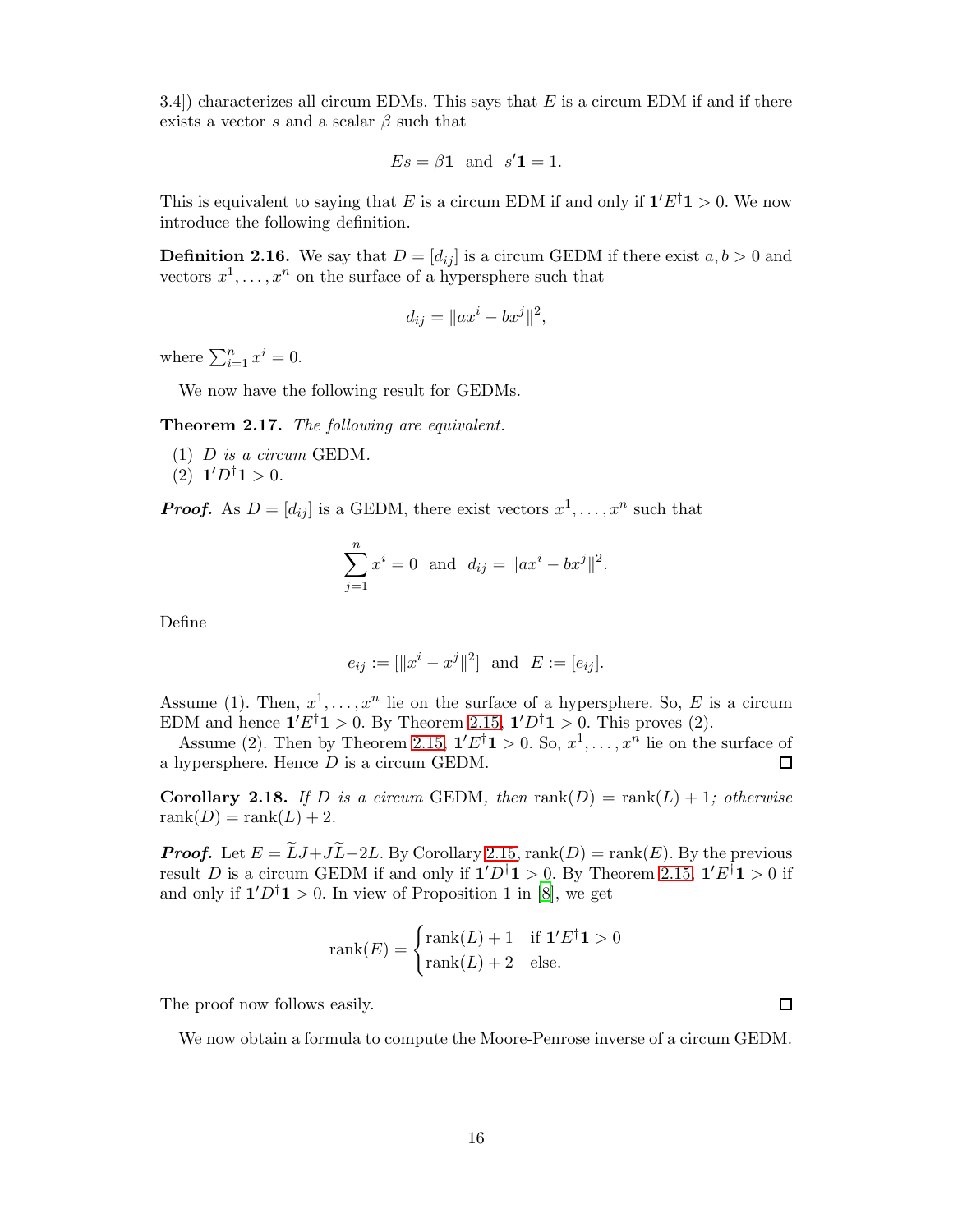3.4]) characterizes all circum EDMs. This says that $E$ is a circum EDM if and only if there exists a vector $s$ and a scalar $\beta$ such that

$$Es = \beta \mathbf{1} \ \text{ and } \ s'\mathbf{1} = 1.$$

This is equivalent to saying that $E$ is a circum EDM if and only if $\mathbf{1}'E^{\dagger}\mathbf{1} > 0$. We now introduce the following definition.

**Definition 2.16.** We say that $D = [d_{ij}]$ is a circum GEDM if there exist $a, b > 0$ and vectors $x^1, \ldots, x^n$ on the surface of a hypersphere such that

$$d_{ij} = \|ax^i - bx^j\|^2,$$

where $\sum_{i=1}^{n} x^i = 0$.

We now have the following result for GEDMs.

**Theorem 2.17.** *The following are equivalent.*

(1) *$D$ is a circum* GEDM*.*
(2) $\mathbf{1}'D^{\dagger}\mathbf{1} > 0$.

***Proof.*** As $D = [d_{ij}]$ is a GEDM, there exist vectors $x^1, \ldots, x^n$ such that

$$\sum_{j=1}^{n} x^i = 0 \ \text{ and } \ d_{ij} = \|ax^i - bx^j\|^2.$$

Define

$$e_{ij} := [\|x^i - x^j\|^2] \ \text{ and } \ E := [e_{ij}].$$

Assume (1). Then, $x^1, \ldots, x^n$ lie on the surface of a hypersphere. So, $E$ is a circum EDM and hence $\mathbf{1}'E^{\dagger}\mathbf{1} > 0$. By Theorem 2.15, $\mathbf{1}'D^{\dagger}\mathbf{1} > 0$. This proves (2).

Assume (2). Then by Theorem 2.15, $\mathbf{1}'E^{\dagger}\mathbf{1} > 0$. So, $x^1, \ldots, x^n$ lie on the surface of a hypersphere. Hence $D$ is a circum GEDM. □

**Corollary 2.18.** *If $D$ is a circum* GEDM*, then* $\operatorname{rank}(D) = \operatorname{rank}(L) + 1$*; otherwise* $\operatorname{rank}(D) = \operatorname{rank}(L) + 2$.

***Proof.*** Let $E = \widetilde{L}J + J\widetilde{L} - 2L$. By Corollary 2.15, $\operatorname{rank}(D) = \operatorname{rank}(E)$. By the previous result $D$ is a circum GEDM if and only if $\mathbf{1}'D^{\dagger}\mathbf{1} > 0$. By Theorem 2.15, $\mathbf{1}'E^{\dagger}\mathbf{1} > 0$ if and only if $\mathbf{1}'D^{\dagger}\mathbf{1} > 0$. In view of Proposition 1 in [8], we get

$$\operatorname{rank}(E) = \begin{cases} \operatorname{rank}(L) + 1 & \text{if } \mathbf{1}'E^{\dagger}\mathbf{1} > 0 \\ \operatorname{rank}(L) + 2 & \text{else.} \end{cases}$$

The proof now follows easily. □

We now obtain a formula to compute the Moore-Penrose inverse of a circum GEDM.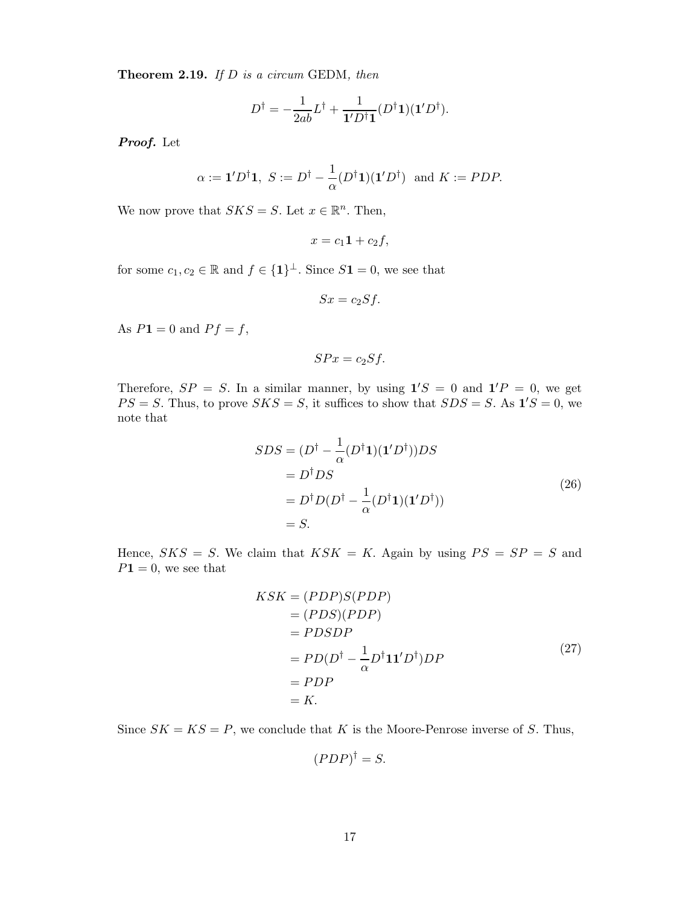**Theorem 2.19.** *If $D$ is a circum* GEDM*, then*

$$D^\dagger = -\frac{1}{2ab}L^\dagger + \frac{1}{\mathbf{1}'D^\dagger\mathbf{1}}(D^\dagger\mathbf{1})(\mathbf{1}'D^\dagger).$$

***Proof.*** Let

$$\alpha := \mathbf{1}'D^\dagger\mathbf{1},\ S := D^\dagger - \frac{1}{\alpha}(D^\dagger\mathbf{1})(\mathbf{1}'D^\dagger) \text{ and } K := PDP.$$

We now prove that $SKS = S$. Let $x \in \mathbb{R}^n$. Then,

$$x = c_1\mathbf{1} + c_2 f,$$

for some $c_1, c_2 \in \mathbb{R}$ and $f \in \{\mathbf{1}\}^\perp$. Since $S\mathbf{1} = 0$, we see that

$$Sx = c_2 Sf.$$

As $P\mathbf{1} = 0$ and $Pf = f$,

$$SPx = c_2 Sf.$$

Therefore, $SP = S$. In a similar manner, by using $\mathbf{1}'S = 0$ and $\mathbf{1}'P = 0$, we get $PS = S$. Thus, to prove $SKS = S$, it suffices to show that $SDS = S$. As $\mathbf{1}'S = 0$, we note that

$$\begin{aligned}
SDS &= (D^\dagger - \frac{1}{\alpha}(D^\dagger\mathbf{1})(\mathbf{1}'D^\dagger))DS \\
&= D^\dagger DS \\
&= D^\dagger D(D^\dagger - \frac{1}{\alpha}(D^\dagger\mathbf{1})(\mathbf{1}'D^\dagger)) \\
&= S.
\end{aligned} \tag{26}$$

Hence, $SKS = S$. We claim that $KSK = K$. Again by using $PS = SP = S$ and $P\mathbf{1} = 0$, we see that

$$\begin{aligned}
KSK &= (PDP)S(PDP) \\
&= (PDS)(PDP) \\
&= PDSDP \\
&= PD(D^\dagger - \frac{1}{\alpha}D^\dagger\mathbf{1}\mathbf{1}'D^\dagger)DP \\
&= PDP \\
&= K.
\end{aligned} \tag{27}$$

Since $SK = KS = P$, we conclude that $K$ is the Moore-Penrose inverse of $S$. Thus,

$$(PDP)^\dagger = S.$$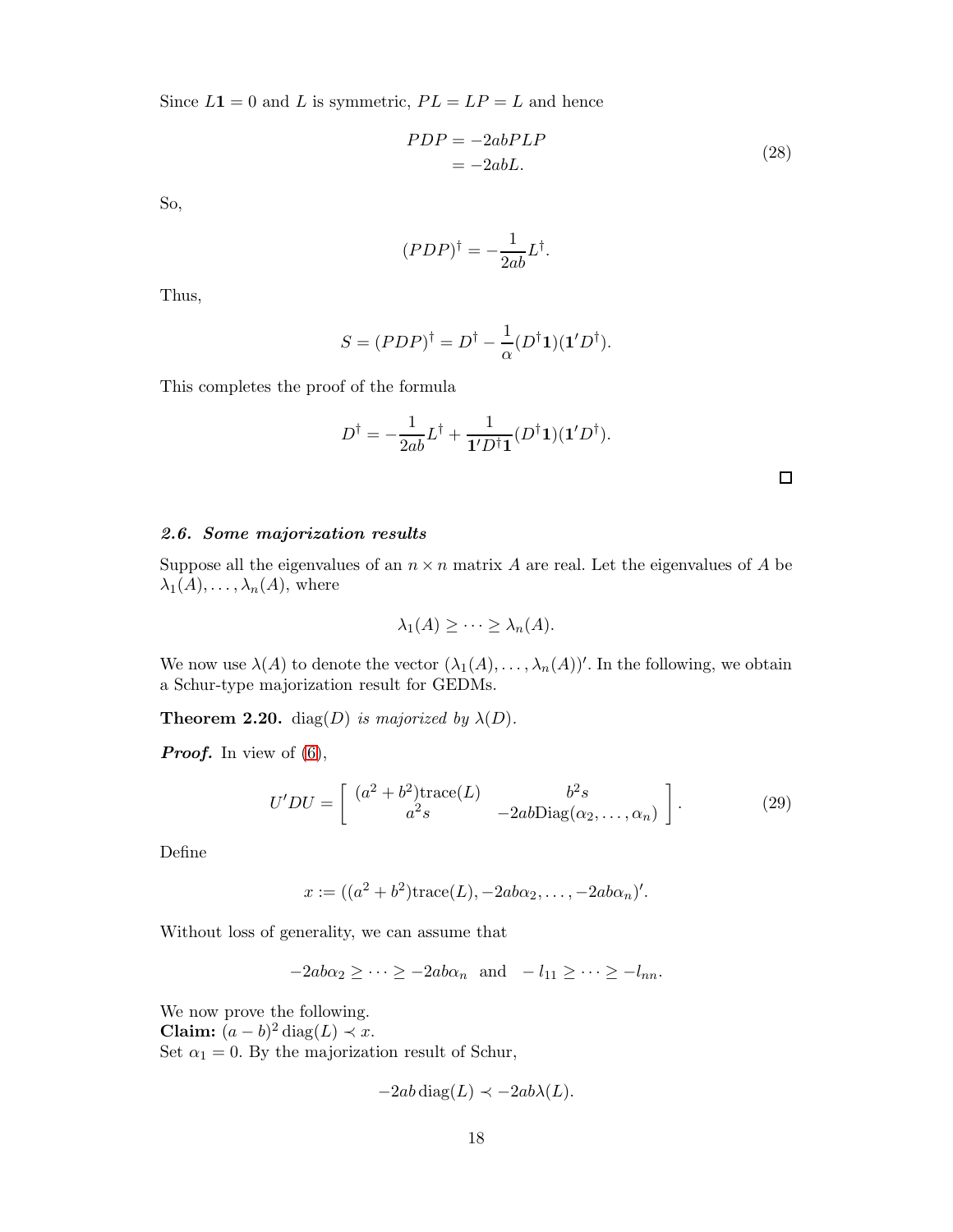Since $L\mathbf{1} = 0$ and $L$ is symmetric, $PL = LP = L$ and hence

$$
\begin{aligned}
PDP &= -2abPLP \\
&= -2abL.
\end{aligned}
\tag{28}
$$

So,

$$
(PDP)^{\dagger} = -\frac{1}{2ab} L^{\dagger}.
$$

Thus,

$$
S = (PDP)^{\dagger} = D^{\dagger} - \frac{1}{\alpha}(D^{\dagger}\mathbf{1})(\mathbf{1}'D^{\dagger}).
$$

This completes the proof of the formula

$$
D^{\dagger} = -\frac{1}{2ab} L^{\dagger} + \frac{1}{\mathbf{1}'D^{\dagger}\mathbf{1}}(D^{\dagger}\mathbf{1})(\mathbf{1}'D^{\dagger}).
$$

□

### *2.6. Some majorization results*

Suppose all the eigenvalues of an $n \times n$ matrix $A$ are real. Let the eigenvalues of $A$ be $\lambda_1(A), \dots, \lambda_n(A)$, where

$$
\lambda_1(A) \geq \cdots \geq \lambda_n(A).
$$

We now use $\lambda(A)$ to denote the vector $(\lambda_1(A), \dots, \lambda_n(A))'$. In the following, we obtain a Schur-type majorization result for GEDMs.

**Theorem 2.20.** *$\operatorname{diag}(D)$ is majorized by $\lambda(D)$.*

***Proof.*** In view of (6),

$$
U'DU = \left[ \begin{array}{cc} (a^2+b^2)\operatorname{trace}(L) & b^2 s \\ a^2 s & -2ab\operatorname{Diag}(\alpha_2, \dots, \alpha_n) \end{array} \right].
\tag{29}
$$

Define

$$
x := ((a^2+b^2)\operatorname{trace}(L), -2ab\alpha_2, \dots, -2ab\alpha_n)'.
$$

Without loss of generality, we can assume that

$$
-2ab\alpha_2 \geq \cdots \geq -2ab\alpha_n \quad \text{and} \quad -l_{11} \geq \cdots \geq -l_{nn}.
$$

We now prove the following.
**Claim:** $(a-b)^2 \operatorname{diag}(L) \prec x$.
Set $\alpha_1 = 0$. By the majorization result of Schur,

$$
-2ab\operatorname{diag}(L) \prec -2ab\lambda(L).
$$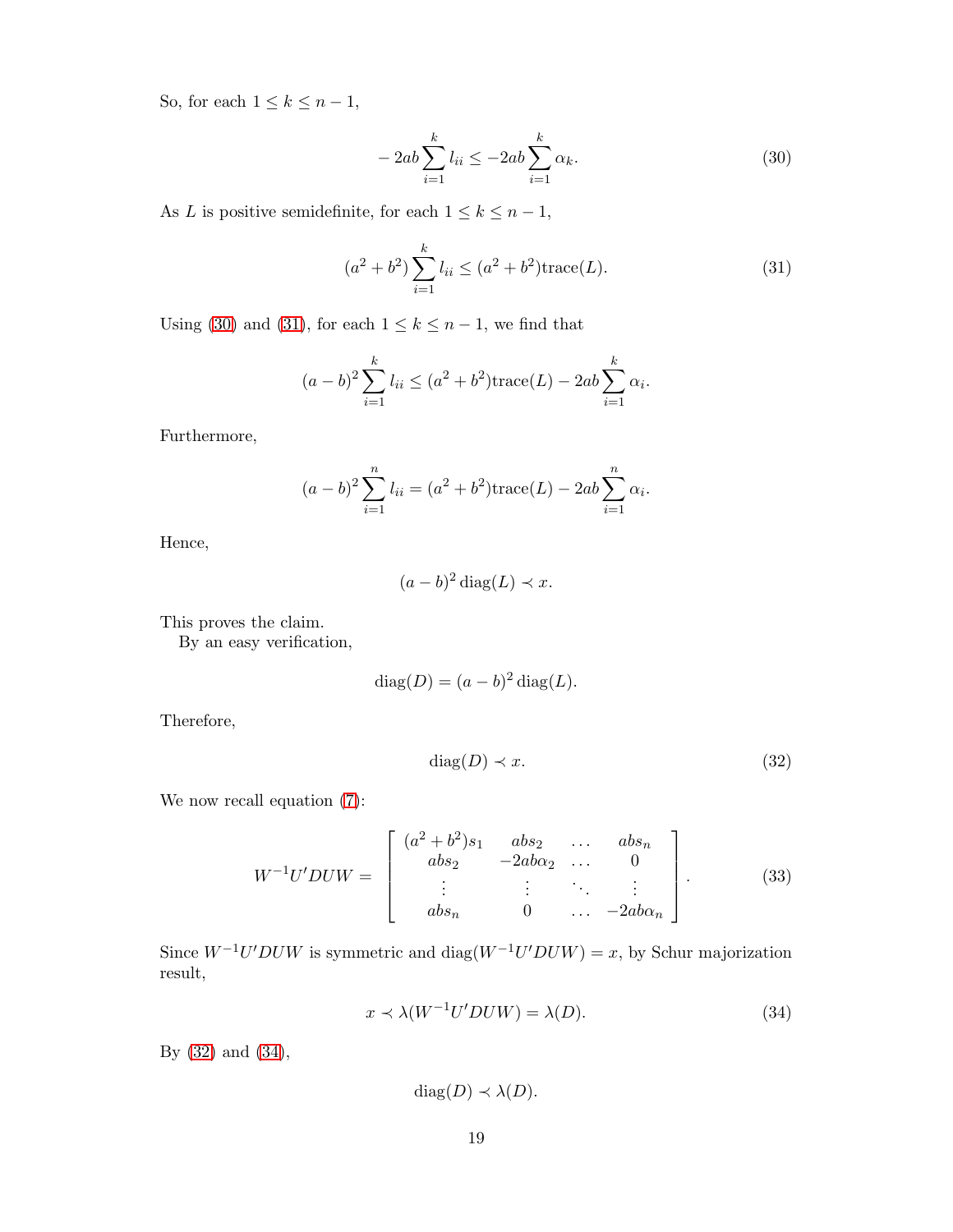So, for each $1 \leq k \leq n-1$,

$$-2ab\sum_{i=1}^{k} l_{ii} \leq -2ab\sum_{i=1}^{k} \alpha_k. \tag{30}$$

As $L$ is positive semidefinite, for each $1 \leq k \leq n-1$,

$$(a^2+b^2)\sum_{i=1}^{k} l_{ii} \leq (a^2+b^2)\text{trace}(L). \tag{31}$$

Using (30) and (31), for each $1 \leq k \leq n-1$, we find that

$$(a-b)^2\sum_{i=1}^{k} l_{ii} \leq (a^2+b^2)\text{trace}(L) - 2ab\sum_{i=1}^{k} \alpha_i.$$

Furthermore,

$$(a-b)^2\sum_{i=1}^{n} l_{ii} = (a^2+b^2)\text{trace}(L) - 2ab\sum_{i=1}^{n} \alpha_i.$$

Hence,

$$(a-b)^2 \operatorname{diag}(L) \prec x.$$

This proves the claim.

By an easy verification,

$$\operatorname{diag}(D) = (a-b)^2 \operatorname{diag}(L).$$

Therefore,

$$\operatorname{diag}(D) \prec x. \tag{32}$$

We now recall equation (7):

$$W^{-1}U'DUW = \begin{bmatrix} (a^2+b^2)s_1 & abs_2 & \dots & abs_n \\ abs_2 & -2ab\alpha_2 & \dots & 0 \\ \vdots & \vdots & \ddots & \vdots \\ abs_n & 0 & \dots & -2ab\alpha_n \end{bmatrix}. \tag{33}$$

Since $W^{-1}U'DUW$ is symmetric and $\operatorname{diag}(W^{-1}U'DUW) = x$, by Schur majorization result,

$$x \prec \lambda(W^{-1}U'DUW) = \lambda(D). \tag{34}$$

By (32) and (34),

$$\operatorname{diag}(D) \prec \lambda(D).$$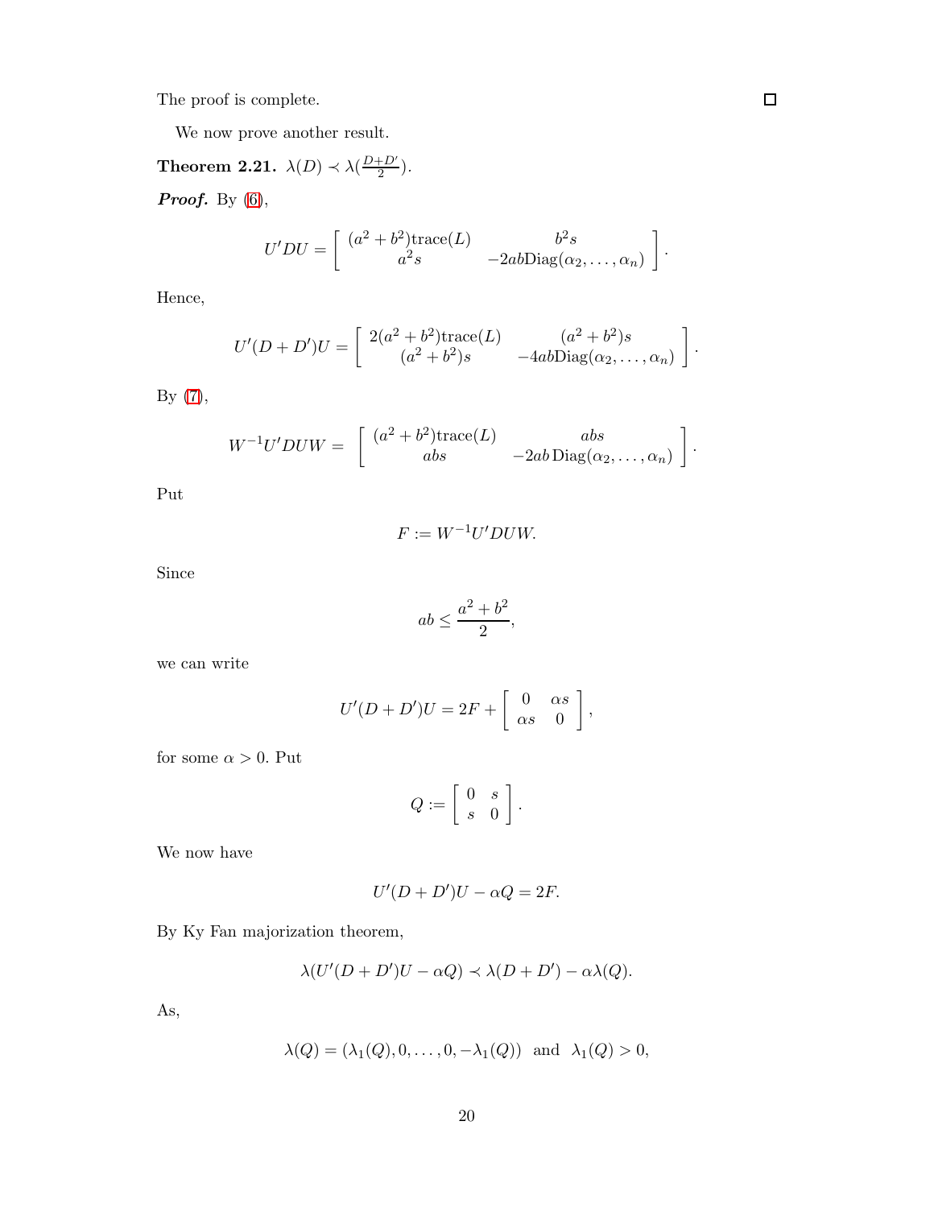The proof is complete. □

We now prove another result.

**Theorem 2.21.** $\lambda(D) \prec \lambda(\frac{D+D'}{2})$.

***Proof.*** By (6),

$$U'DU = \left[ \begin{array}{cc} (a^2+b^2)\text{trace}(L) & b^2 s \\ a^2 s & -2ab\text{Diag}(\alpha_2,\ldots,\alpha_n) \end{array} \right].$$

Hence,

$$U'(D+D')U = \left[ \begin{array}{cc} 2(a^2+b^2)\text{trace}(L) & (a^2+b^2)s \\ (a^2+b^2)s & -4ab\text{Diag}(\alpha_2,\ldots,\alpha_n) \end{array} \right].$$

By (7),

$$W^{-1}U'DUW = \left[ \begin{array}{cc} (a^2+b^2)\text{trace}(L) & abs \\ abs & -2ab\,\text{Diag}(\alpha_2,\ldots,\alpha_n) \end{array} \right].$$

Put

$$F := W^{-1}U'DUW.$$

Since

$$ab \leq \frac{a^2+b^2}{2},$$

we can write

$$U'(D+D')U = 2F + \left[ \begin{array}{cc} 0 & \alpha s \\ \alpha s & 0 \end{array} \right],$$

for some $\alpha > 0$. Put

$$Q := \left[ \begin{array}{cc} 0 & s \\ s & 0 \end{array} \right].$$

We now have

$$U'(D+D')U - \alpha Q = 2F.$$

By Ky Fan majorization theorem,

$$\lambda(U'(D+D')U - \alpha Q) \prec \lambda(D+D') - \alpha\lambda(Q).$$

As,

$$\lambda(Q) = (\lambda_1(Q), 0, \ldots, 0, -\lambda_1(Q)) \text{ and } \lambda_1(Q) > 0,$$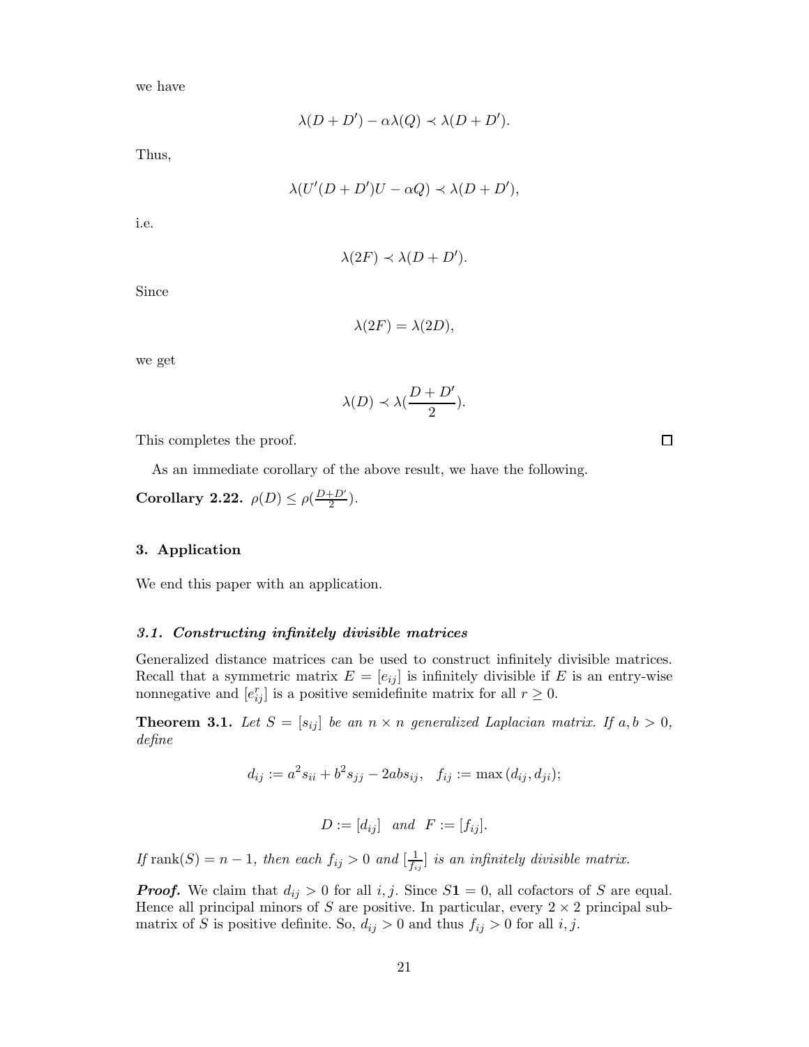we have

$$\lambda(D + D') - \alpha\lambda(Q) \prec \lambda(D + D').$$

Thus,

$$\lambda(U'(D + D')U - \alpha Q) \prec \lambda(D + D'),$$

i.e.

$$\lambda(2F) \prec \lambda(D + D').$$

Since

$$\lambda(2F) = \lambda(2D),$$

we get

$$\lambda(D) \prec \lambda(\frac{D + D'}{2}).$$

This completes the proof. □

As an immediate corollary of the above result, we have the following.

**Corollary 2.22.** $\rho(D) \leq \rho(\frac{D+D'}{2})$.

## 3. Application

We end this paper with an application.

### *3.1. Constructing infinitely divisible matrices*

Generalized distance matrices can be used to construct infinitely divisible matrices. Recall that a symmetric matrix $E = [e_{ij}]$ is infinitely divisible if $E$ is an entry-wise nonnegative and $[e_{ij}^r]$ is a positive semidefinite matrix for all $r \geq 0$.

**Theorem 3.1.** *Let $S = [s_{ij}]$ be an $n \times n$ generalized Laplacian matrix. If $a, b > 0$, define*

$$d_{ij} := a^2 s_{ii} + b^2 s_{jj} - 2ab s_{ij}, \quad f_{ij} := \max(d_{ij}, d_{ji});$$

$$D := [d_{ij}] \quad \text{and} \quad F := [f_{ij}].$$

*If $\operatorname{rank}(S) = n - 1$, then each $f_{ij} > 0$ and $[\frac{1}{f_{ij}}]$ is an infinitely divisible matrix.*

***Proof.*** We claim that $d_{ij} > 0$ for all $i, j$. Since $S\mathbf{1} = 0$, all cofactors of $S$ are equal. Hence all principal minors of $S$ are positive. In particular, every $2 \times 2$ principal submatrix of $S$ is positive definite. So, $d_{ij} > 0$ and thus $f_{ij} > 0$ for all $i, j$.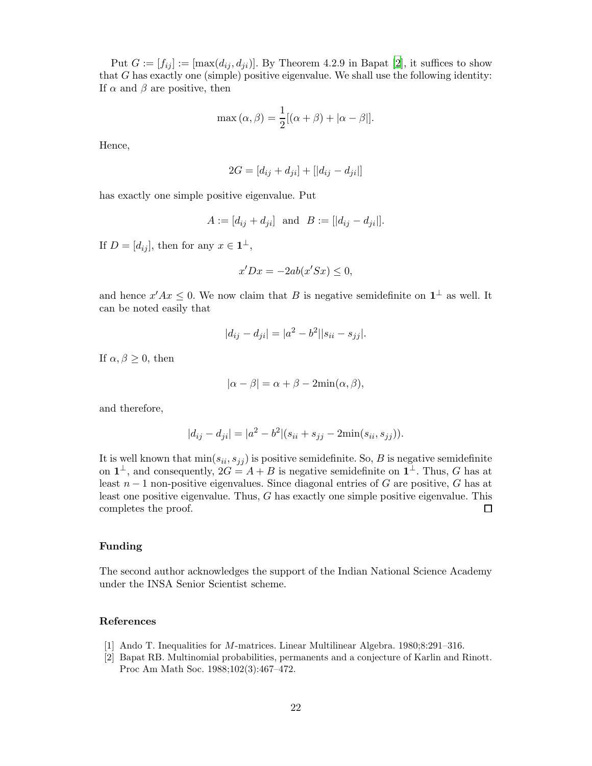Put $G := [f_{ij}] := [\max(d_{ij}, d_{ji})]$. By Theorem 4.2.9 in Bapat [2], it suffices to show that $G$ has exactly one (simple) positive eigenvalue. We shall use the following identity: If $\alpha$ and $\beta$ are positive, then

$$\max(\alpha, \beta) = \frac{1}{2}[(\alpha + \beta) + |\alpha - \beta|].$$

Hence,

$$2G = [d_{ij} + d_{ji}] + [|d_{ij} - d_{ji}|]$$

has exactly one simple positive eigenvalue. Put

$$A := [d_{ij} + d_{ji}] \text{ and } B := [|d_{ij} - d_{ji}|].$$

If $D = [d_{ij}]$, then for any $x \in \mathbf{1}^{\perp}$,

$$x'Dx = -2ab(x'Sx) \leq 0,$$

and hence $x'Ax \leq 0$. We now claim that $B$ is negative semidefinite on $\mathbf{1}^{\perp}$ as well. It can be noted easily that

$$|d_{ij} - d_{ji}| = |a^2 - b^2||s_{ii} - s_{jj}|.$$

If $\alpha, \beta \geq 0$, then

$$|\alpha - \beta| = \alpha + \beta - 2\min(\alpha, \beta),$$

and therefore,

$$|d_{ij} - d_{ji}| = |a^2 - b^2|(s_{ii} + s_{jj} - 2\min(s_{ii}, s_{jj})).$$

It is well known that $\min(s_{ii}, s_{jj})$ is positive semidefinite. So, $B$ is negative semidefinite on $\mathbf{1}^{\perp}$, and consequently, $2G = A + B$ is negative semidefinite on $\mathbf{1}^{\perp}$. Thus, $G$ has at least $n-1$ non-positive eigenvalues. Since diagonal entries of $G$ are positive, $G$ has at least one positive eigenvalue. Thus, $G$ has exactly one simple positive eigenvalue. This completes the proof. $\square$

## Funding

The second author acknowledges the support of the Indian National Science Academy under the INSA Senior Scientist scheme.

## References

[1] Ando T. Inequalities for $M$-matrices. Linear Multilinear Algebra. 1980;8:291–316.

[2] Bapat RB. Multinomial probabilities, permanents and a conjecture of Karlin and Rinott. Proc Am Math Soc. 1988;102(3):467–472.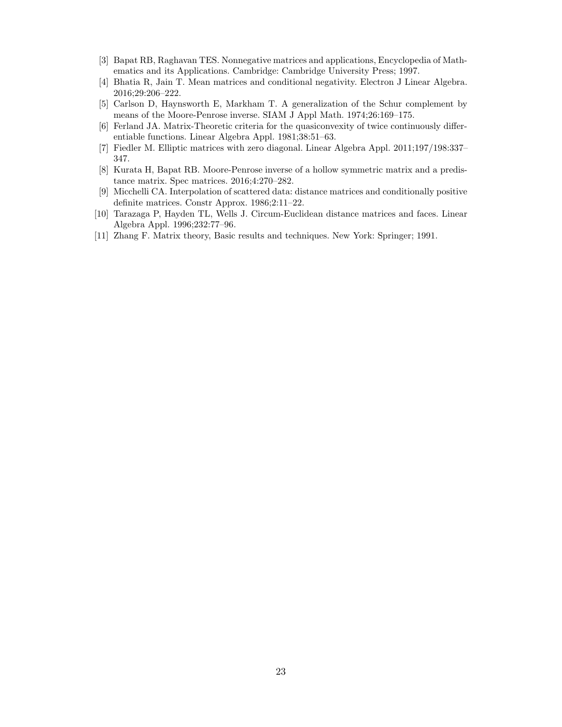[3] Bapat RB, Raghavan TES. Nonnegative matrices and applications, Encyclopedia of Mathematics and its Applications. Cambridge: Cambridge University Press; 1997.

[4] Bhatia R, Jain T. Mean matrices and conditional negativity. Electron J Linear Algebra. 2016;29:206–222.

[5] Carlson D, Haynsworth E, Markham T. A generalization of the Schur complement by means of the Moore-Penrose inverse. SIAM J Appl Math. 1974;26:169–175.

[6] Ferland JA. Matrix-Theoretic criteria for the quasiconvexity of twice continuously differentiable functions. Linear Algebra Appl. 1981;38:51–63.

[7] Fiedler M. Elliptic matrices with zero diagonal. Linear Algebra Appl. 2011;197/198:337–347.

[8] Kurata H, Bapat RB. Moore-Penrose inverse of a hollow symmetric matrix and a predistance matrix. Spec matrices. 2016;4:270–282.

[9] Micchelli CA. Interpolation of scattered data: distance matrices and conditionally positive definite matrices. Constr Approx. 1986;2:11–22.

[10] Tarazaga P, Hayden TL, Wells J. Circum-Euclidean distance matrices and faces. Linear Algebra Appl. 1996;232:77–96.

[11] Zhang F. Matrix theory, Basic results and techniques. New York: Springer; 1991.